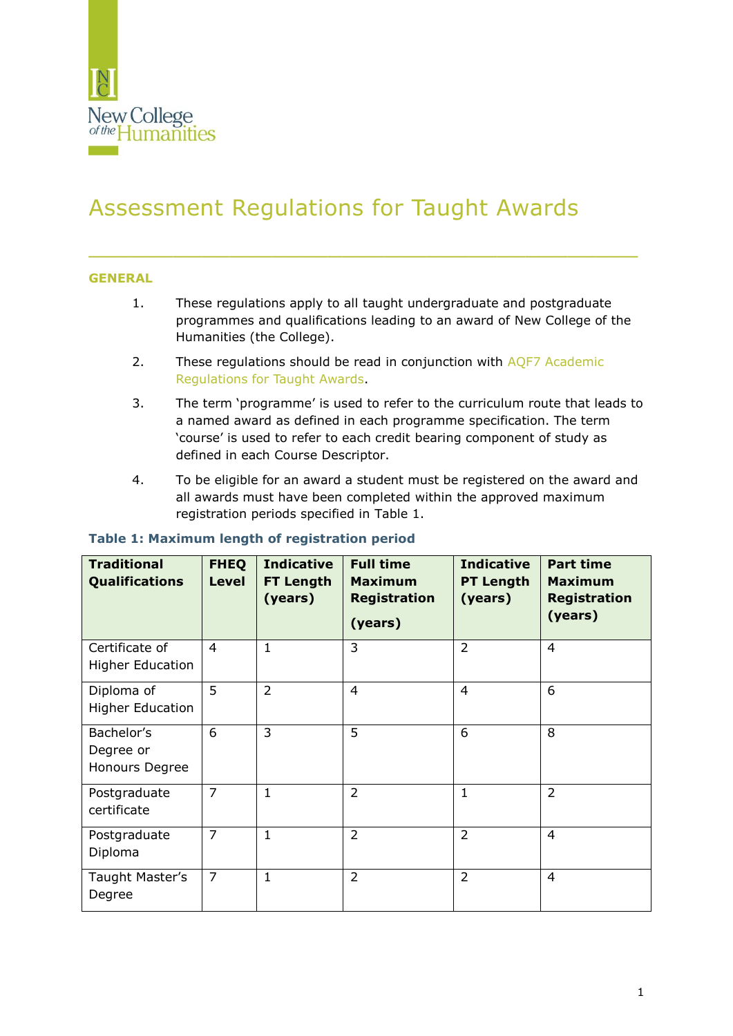New College of the Humanities

# Assessment Regulations for Taught Awards

## GENERAL

1. These regulations apply to all taught undergraduate and postgraduate programmes and qualifications leading to an award of New College of the Humanities (the College).

2. These regulations should be read in conjunction with AQF7 Academic Regulations for Taught Awards.

3. The term 'programme' is used to refer to the curriculum route that leads to a named award as defined in each programme specification. The term 'course' is used to refer to each credit bearing component of study as defined in each Course Descriptor.

4. To be eligible for an award a student must be registered on the award and all awards must have been completed within the approved maximum registration periods specified in Table 1.

**Table 1: Maximum length of registration period**

| Traditional Qualifications | FHEQ Level | Indicative FT Length (years) | Full time Maximum Registration (years) | Indicative PT Length (years) | Part time Maximum Registration (years) |
|---|---|---|---|---|---|
| Certificate of Higher Education | 4 | 1 | 3 | 2 | 4 |
| Diploma of Higher Education | 5 | 2 | 4 | 4 | 6 |
| Bachelor's Degree or Honours Degree | 6 | 3 | 5 | 6 | 8 |
| Postgraduate certificate | 7 | 1 | 2 | 1 | 2 |
| Postgraduate Diploma | 7 | 1 | 2 | 2 | 4 |
| Taught Master's Degree | 7 | 1 | 2 | 2 | 4 |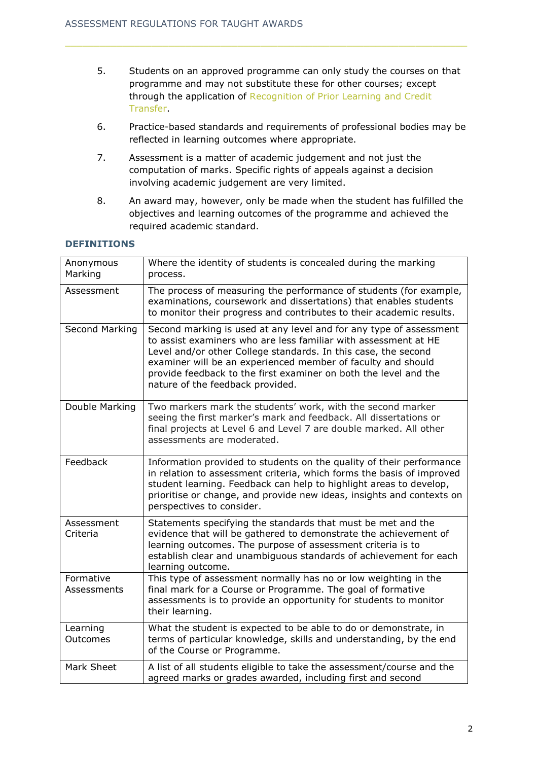5. Students on an approved programme can only study the courses on that programme and may not substitute these for other courses; except through the application of Recognition of Prior Learning and Credit Transfer.

6. Practice-based standards and requirements of professional bodies may be reflected in learning outcomes where appropriate.

7. Assessment is a matter of academic judgement and not just the computation of marks. Specific rights of appeals against a decision involving academic judgement are very limited.

8. An award may, however, only be made when the student has fulfilled the objectives and learning outcomes of the programme and achieved the required academic standard.

## DEFINITIONS

| | |
|---|---|
| Anonymous Marking | Where the identity of students is concealed during the marking process. |
| Assessment | The process of measuring the performance of students (for example, examinations, coursework and dissertations) that enables students to monitor their progress and contributes to their academic results. |
| Second Marking | Second marking is used at any level and for any type of assessment to assist examiners who are less familiar with assessment at HE Level and/or other College standards. In this case, the second examiner will be an experienced member of faculty and should provide feedback to the first examiner on both the level and the nature of the feedback provided. |
| Double Marking | Two markers mark the students' work, with the second marker seeing the first marker's mark and feedback. All dissertations or final projects at Level 6 and Level 7 are double marked. All other assessments are moderated. |
| Feedback | Information provided to students on the quality of their performance in relation to assessment criteria, which forms the basis of improved student learning. Feedback can help to highlight areas to develop, prioritise or change, and provide new ideas, insights and contexts on perspectives to consider. |
| Assessment Criteria | Statements specifying the standards that must be met and the evidence that will be gathered to demonstrate the achievement of learning outcomes. The purpose of assessment criteria is to establish clear and unambiguous standards of achievement for each learning outcome. |
| Formative Assessments | This type of assessment normally has no or low weighting in the final mark for a Course or Programme. The goal of formative assessments is to provide an opportunity for students to monitor their learning. |
| Learning Outcomes | What the student is expected to be able to do or demonstrate, in terms of particular knowledge, skills and understanding, by the end of the Course or Programme. |
| Mark Sheet | A list of all students eligible to take the assessment/course and the agreed marks or grades awarded, including first and second |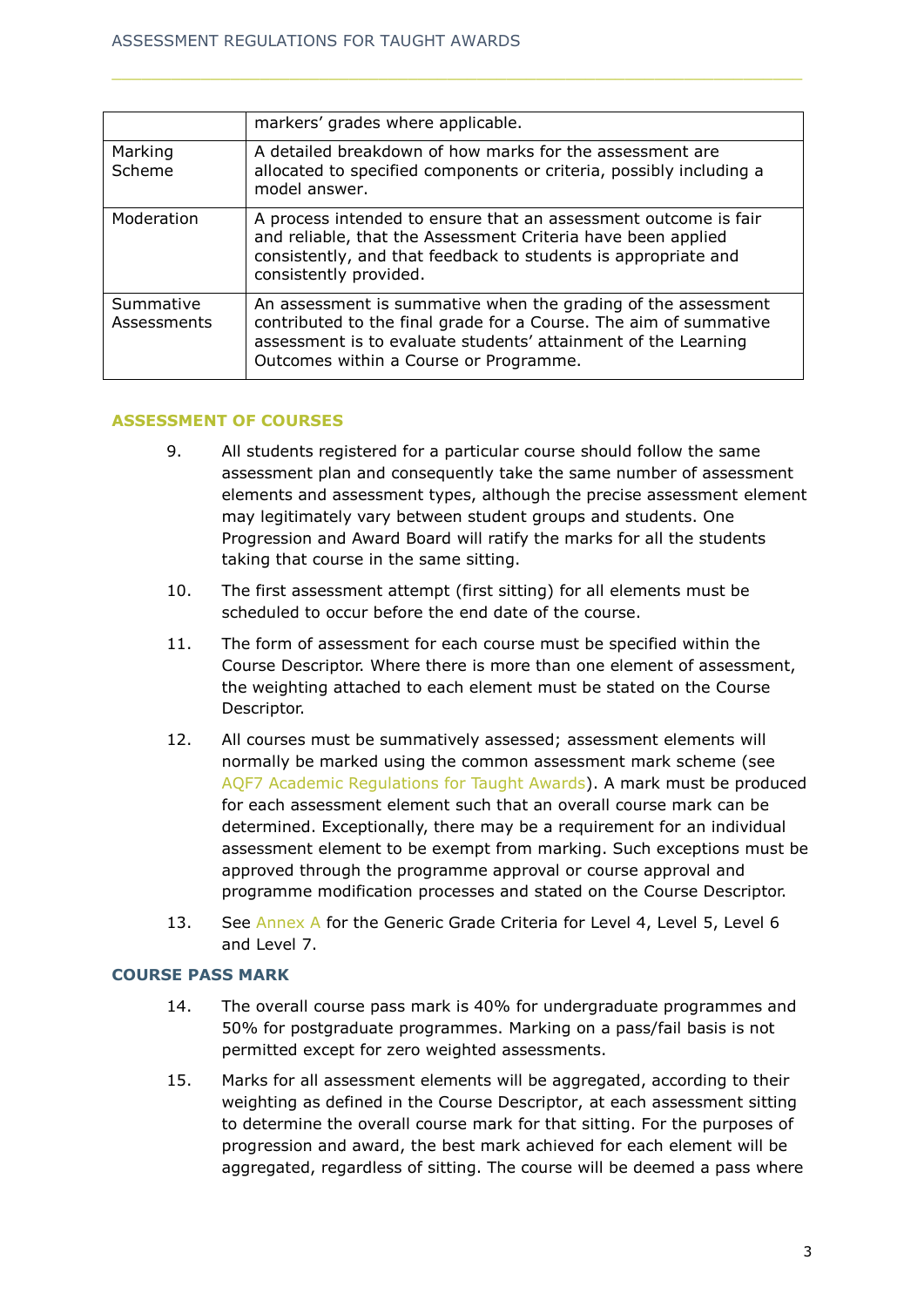| | markers' grades where applicable. |
|---|---|
| Marking Scheme | A detailed breakdown of how marks for the assessment are allocated to specified components or criteria, possibly including a model answer. |
| Moderation | A process intended to ensure that an assessment outcome is fair and reliable, that the Assessment Criteria have been applied consistently, and that feedback to students is appropriate and consistently provided. |
| Summative Assessments | An assessment is summative when the grading of the assessment contributed to the final grade for a Course. The aim of summative assessment is to evaluate students' attainment of the Learning Outcomes within a Course or Programme. |

## ASSESSMENT OF COURSES

9. All students registered for a particular course should follow the same assessment plan and consequently take the same number of assessment elements and assessment types, although the precise assessment element may legitimately vary between student groups and students. One Progression and Award Board will ratify the marks for all the students taking that course in the same sitting.

10. The first assessment attempt (first sitting) for all elements must be scheduled to occur before the end date of the course.

11. The form of assessment for each course must be specified within the Course Descriptor. Where there is more than one element of assessment, the weighting attached to each element must be stated on the Course Descriptor.

12. All courses must be summatively assessed; assessment elements will normally be marked using the common assessment mark scheme (see AQF7 Academic Regulations for Taught Awards). A mark must be produced for each assessment element such that an overall course mark can be determined. Exceptionally, there may be a requirement for an individual assessment element to be exempt from marking. Such exceptions must be approved through the programme approval or course approval and programme modification processes and stated on the Course Descriptor.

13. See Annex A for the Generic Grade Criteria for Level 4, Level 5, Level 6 and Level 7.

## COURSE PASS MARK

14. The overall course pass mark is 40% for undergraduate programmes and 50% for postgraduate programmes. Marking on a pass/fail basis is not permitted except for zero weighted assessments.

15. Marks for all assessment elements will be aggregated, according to their weighting as defined in the Course Descriptor, at each assessment sitting to determine the overall course mark for that sitting. For the purposes of progression and award, the best mark achieved for each element will be aggregated, regardless of sitting. The course will be deemed a pass where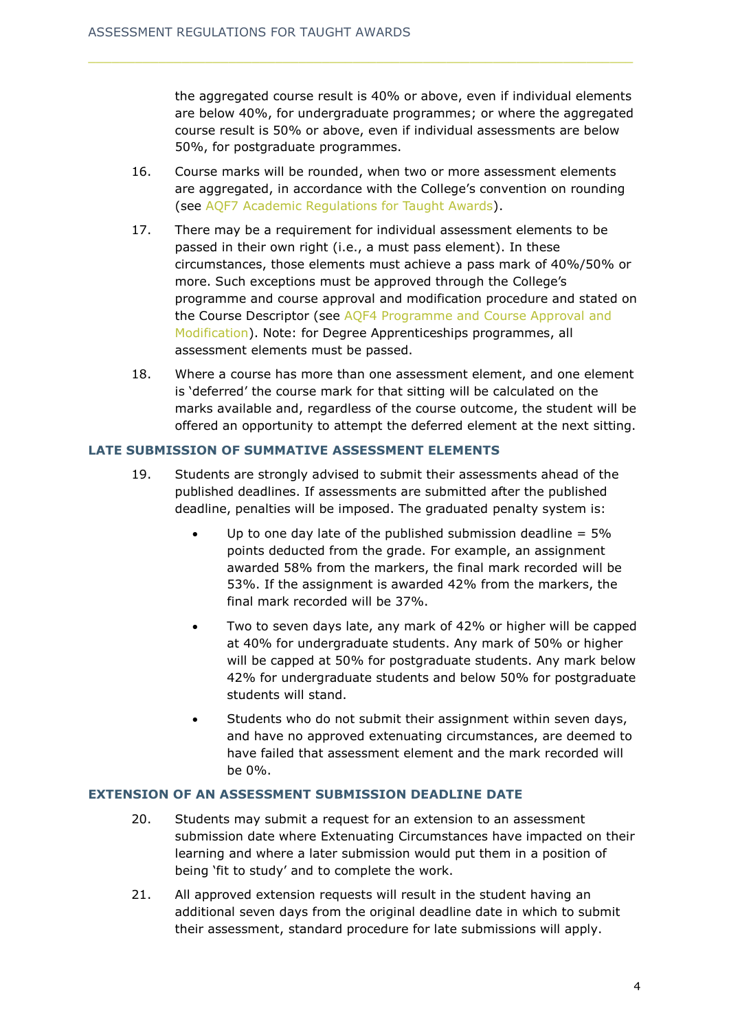the aggregated course result is 40% or above, even if individual elements are below 40%, for undergraduate programmes; or where the aggregated course result is 50% or above, even if individual assessments are below 50%, for postgraduate programmes.

16. Course marks will be rounded, when two or more assessment elements are aggregated, in accordance with the College's convention on rounding (see AQF7 Academic Regulations for Taught Awards).

17. There may be a requirement for individual assessment elements to be passed in their own right (i.e., a must pass element). In these circumstances, those elements must achieve a pass mark of 40%/50% or more. Such exceptions must be approved through the College's programme and course approval and modification procedure and stated on the Course Descriptor (see AQF4 Programme and Course Approval and Modification). Note: for Degree Apprenticeships programmes, all assessment elements must be passed.

18. Where a course has more than one assessment element, and one element is 'deferred' the course mark for that sitting will be calculated on the marks available and, regardless of the course outcome, the student will be offered an opportunity to attempt the deferred element at the next sitting.

### LATE SUBMISSION OF SUMMATIVE ASSESSMENT ELEMENTS

19. Students are strongly advised to submit their assessments ahead of the published deadlines. If assessments are submitted after the published deadline, penalties will be imposed. The graduated penalty system is:

    - Up to one day late of the published submission deadline = 5% points deducted from the grade. For example, an assignment awarded 58% from the markers, the final mark recorded will be 53%. If the assignment is awarded 42% from the markers, the final mark recorded will be 37%.
    - Two to seven days late, any mark of 42% or higher will be capped at 40% for undergraduate students. Any mark of 50% or higher will be capped at 50% for postgraduate students. Any mark below 42% for undergraduate students and below 50% for postgraduate students will stand.
    - Students who do not submit their assignment within seven days, and have no approved extenuating circumstances, are deemed to have failed that assessment element and the mark recorded will be 0%.

### EXTENSION OF AN ASSESSMENT SUBMISSION DEADLINE DATE

20. Students may submit a request for an extension to an assessment submission date where Extenuating Circumstances have impacted on their learning and where a later submission would put them in a position of being 'fit to study' and to complete the work.

21. All approved extension requests will result in the student having an additional seven days from the original deadline date in which to submit their assessment, standard procedure for late submissions will apply.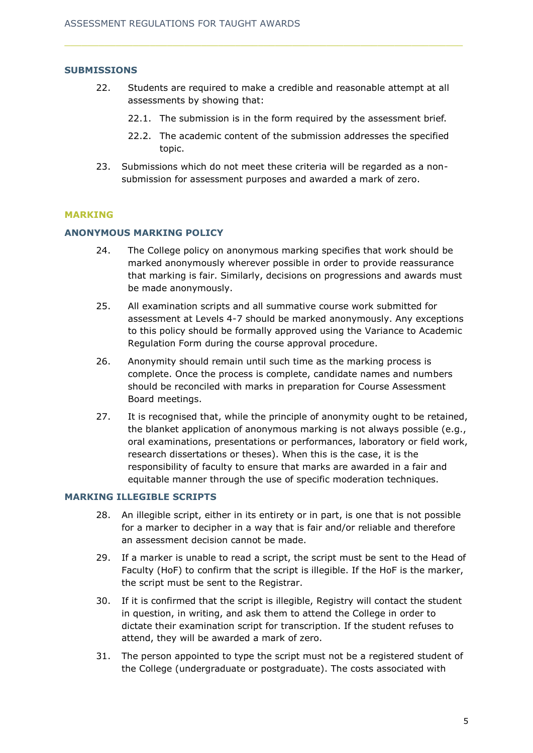## SUBMISSIONS

22. Students are required to make a credible and reasonable attempt at all assessments by showing that:

    22.1. The submission is in the form required by the assessment brief.

    22.2. The academic content of the submission addresses the specified topic.

23. Submissions which do not meet these criteria will be regarded as a non-submission for assessment purposes and awarded a mark of zero.

# MARKING

## ANONYMOUS MARKING POLICY

24. The College policy on anonymous marking specifies that work should be marked anonymously wherever possible in order to provide reassurance that marking is fair. Similarly, decisions on progressions and awards must be made anonymously.

25. All examination scripts and all summative course work submitted for assessment at Levels 4-7 should be marked anonymously. Any exceptions to this policy should be formally approved using the Variance to Academic Regulation Form during the course approval procedure.

26. Anonymity should remain until such time as the marking process is complete. Once the process is complete, candidate names and numbers should be reconciled with marks in preparation for Course Assessment Board meetings.

27. It is recognised that, while the principle of anonymity ought to be retained, the blanket application of anonymous marking is not always possible (e.g., oral examinations, presentations or performances, laboratory or field work, research dissertations or theses). When this is the case, it is the responsibility of faculty to ensure that marks are awarded in a fair and equitable manner through the use of specific moderation techniques.

## MARKING ILLEGIBLE SCRIPTS

28. An illegible script, either in its entirety or in part, is one that is not possible for a marker to decipher in a way that is fair and/or reliable and therefore an assessment decision cannot be made.

29. If a marker is unable to read a script, the script must be sent to the Head of Faculty (HoF) to confirm that the script is illegible. If the HoF is the marker, the script must be sent to the Registrar.

30. If it is confirmed that the script is illegible, Registry will contact the student in question, in writing, and ask them to attend the College in order to dictate their examination script for transcription. If the student refuses to attend, they will be awarded a mark of zero.

31. The person appointed to type the script must not be a registered student of the College (undergraduate or postgraduate). The costs associated with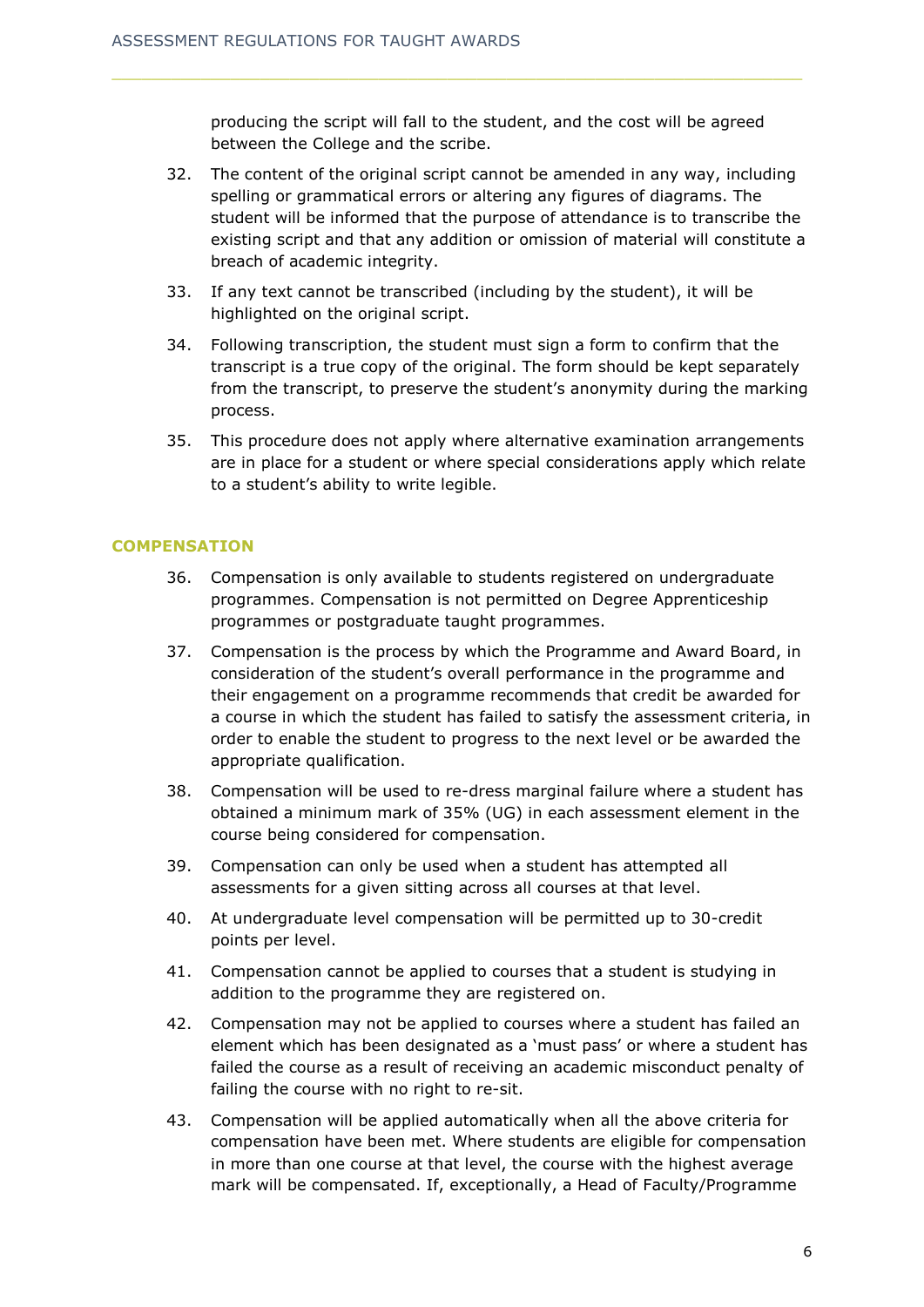producing the script will fall to the student, and the cost will be agreed between the College and the scribe.

32. The content of the original script cannot be amended in any way, including spelling or grammatical errors or altering any figures of diagrams. The student will be informed that the purpose of attendance is to transcribe the existing script and that any addition or omission of material will constitute a breach of academic integrity.

33. If any text cannot be transcribed (including by the student), it will be highlighted on the original script.

34. Following transcription, the student must sign a form to confirm that the transcript is a true copy of the original. The form should be kept separately from the transcript, to preserve the student's anonymity during the marking process.

35. This procedure does not apply where alternative examination arrangements are in place for a student or where special considerations apply which relate to a student's ability to write legible.

## COMPENSATION

36. Compensation is only available to students registered on undergraduate programmes. Compensation is not permitted on Degree Apprenticeship programmes or postgraduate taught programmes.

37. Compensation is the process by which the Programme and Award Board, in consideration of the student's overall performance in the programme and their engagement on a programme recommends that credit be awarded for a course in which the student has failed to satisfy the assessment criteria, in order to enable the student to progress to the next level or be awarded the appropriate qualification.

38. Compensation will be used to re-dress marginal failure where a student has obtained a minimum mark of 35% (UG) in each assessment element in the course being considered for compensation.

39. Compensation can only be used when a student has attempted all assessments for a given sitting across all courses at that level.

40. At undergraduate level compensation will be permitted up to 30-credit points per level.

41. Compensation cannot be applied to courses that a student is studying in addition to the programme they are registered on.

42. Compensation may not be applied to courses where a student has failed an element which has been designated as a 'must pass' or where a student has failed the course as a result of receiving an academic misconduct penalty of failing the course with no right to re-sit.

43. Compensation will be applied automatically when all the above criteria for compensation have been met. Where students are eligible for compensation in more than one course at that level, the course with the highest average mark will be compensated. If, exceptionally, a Head of Faculty/Programme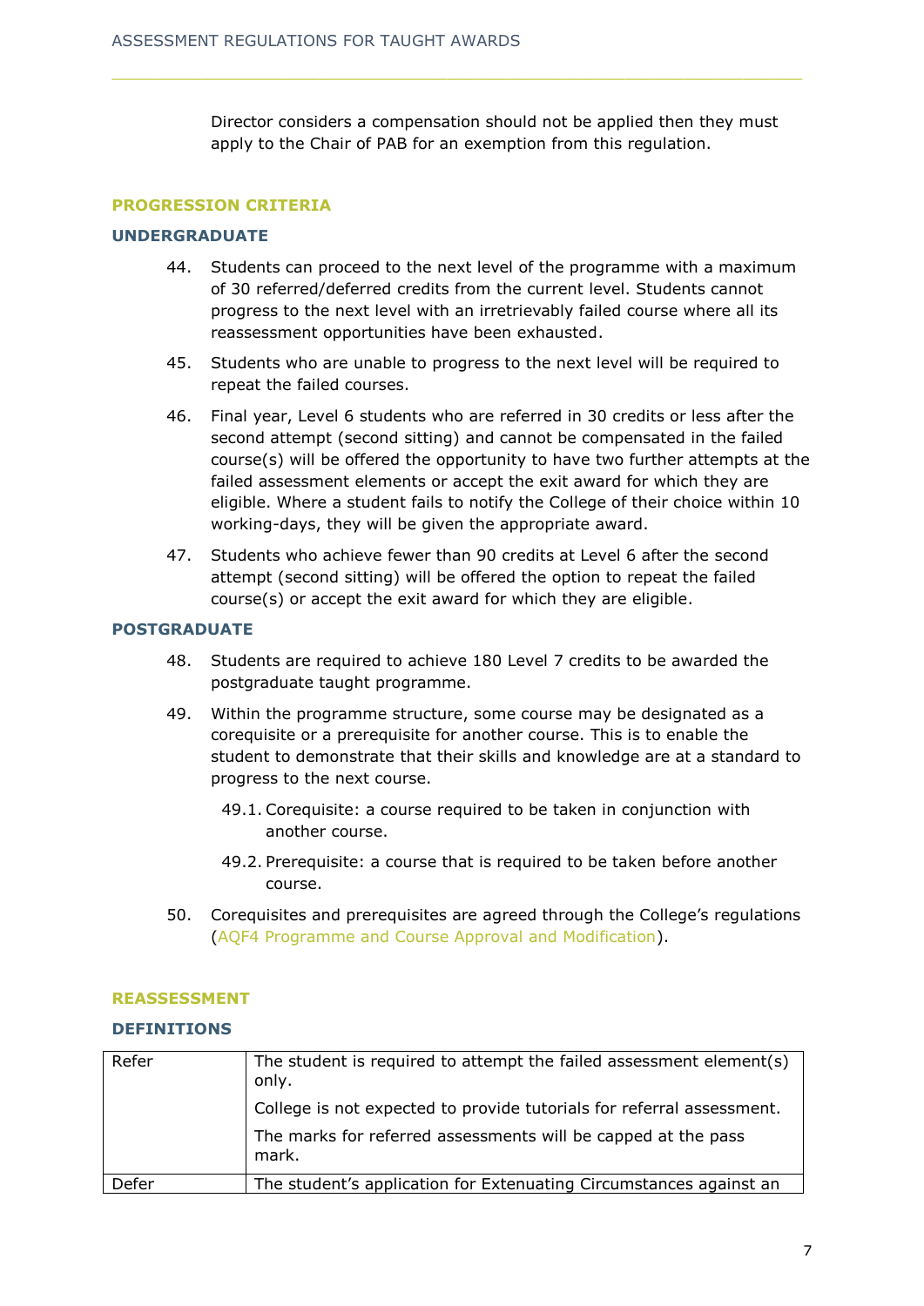Director considers a compensation should not be applied then they must apply to the Chair of PAB for an exemption from this regulation.

## PROGRESSION CRITERIA

### UNDERGRADUATE

44. Students can proceed to the next level of the programme with a maximum of 30 referred/deferred credits from the current level. Students cannot progress to the next level with an irretrievably failed course where all its reassessment opportunities have been exhausted.

45. Students who are unable to progress to the next level will be required to repeat the failed courses.

46. Final year, Level 6 students who are referred in 30 credits or less after the second attempt (second sitting) and cannot be compensated in the failed course(s) will be offered the opportunity to have two further attempts at the failed assessment elements or accept the exit award for which they are eligible. Where a student fails to notify the College of their choice within 10 working-days, they will be given the appropriate award.

47. Students who achieve fewer than 90 credits at Level 6 after the second attempt (second sitting) will be offered the option to repeat the failed course(s) or accept the exit award for which they are eligible.

### POSTGRADUATE

48. Students are required to achieve 180 Level 7 credits to be awarded the postgraduate taught programme.

49. Within the programme structure, some course may be designated as a corequisite or a prerequisite for another course. This is to enable the student to demonstrate that their skills and knowledge are at a standard to progress to the next course.

    49.1. Corequisite: a course required to be taken in conjunction with another course.

    49.2. Prerequisite: a course that is required to be taken before another course.

50. Corequisites and prerequisites are agreed through the College's regulations (AQF4 Programme and Course Approval and Modification).

## REASSESSMENT

### DEFINITIONS

| | |
|---|---|
| Refer | The student is required to attempt the failed assessment element(s) only.<br>College is not expected to provide tutorials for referral assessment.<br>The marks for referred assessments will be capped at the pass mark. |
| Defer | The student's application for Extenuating Circumstances against an |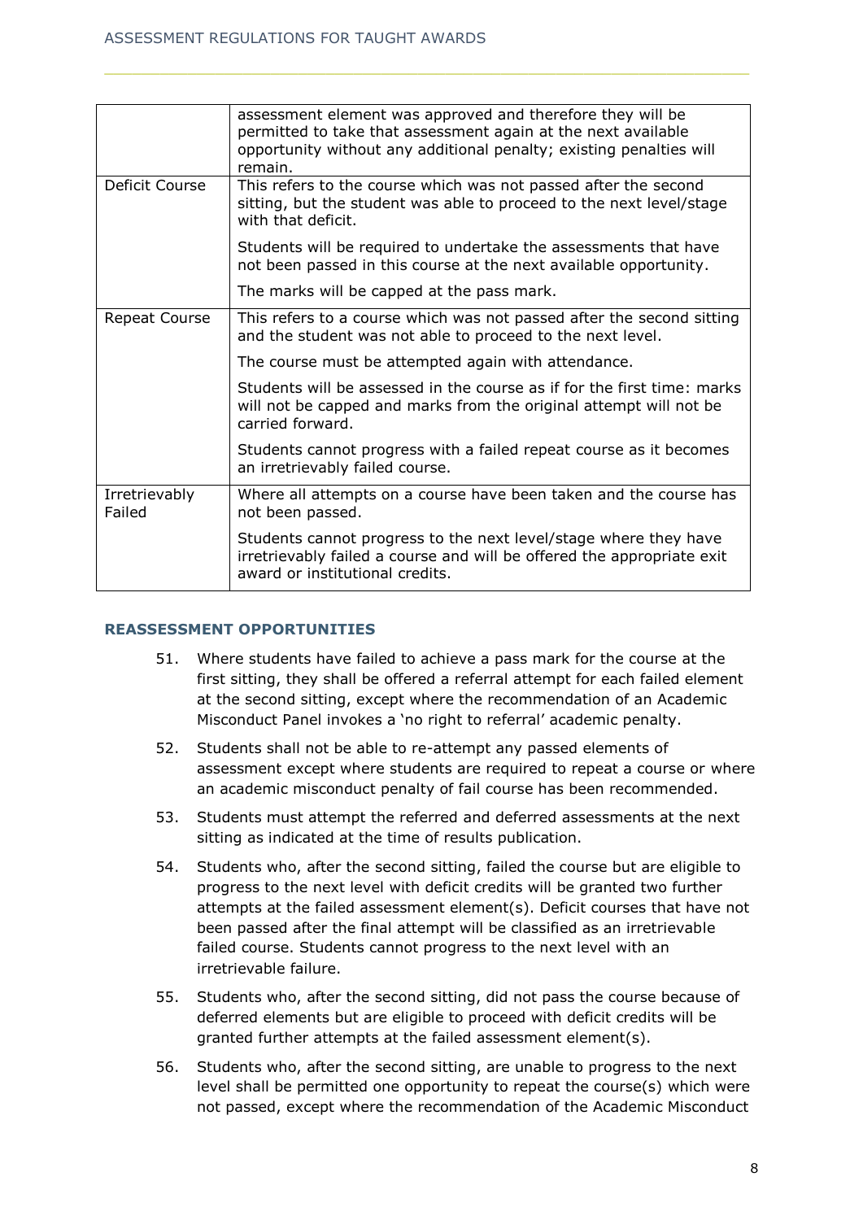| | |
|---|---|
| | assessment element was approved and therefore they will be permitted to take that assessment again at the next available opportunity without any additional penalty; existing penalties will remain. |
| Deficit Course | This refers to the course which was not passed after the second sitting, but the student was able to proceed to the next level/stage with that deficit.<br><br>Students will be required to undertake the assessments that have not been passed in this course at the next available opportunity.<br><br>The marks will be capped at the pass mark. |
| Repeat Course | This refers to a course which was not passed after the second sitting and the student was not able to proceed to the next level.<br><br>The course must be attempted again with attendance.<br><br>Students will be assessed in the course as if for the first time: marks will not be capped and marks from the original attempt will not be carried forward.<br><br>Students cannot progress with a failed repeat course as it becomes an irretrievably failed course. |
| Irretrievably Failed | Where all attempts on a course have been taken and the course has not been passed.<br><br>Students cannot progress to the next level/stage where they have irretrievably failed a course and will be offered the appropriate exit award or institutional credits. |

### REASSESSMENT OPPORTUNITIES

51. Where students have failed to achieve a pass mark for the course at the first sitting, they shall be offered a referral attempt for each failed element at the second sitting, except where the recommendation of an Academic Misconduct Panel invokes a 'no right to referral' academic penalty.

52. Students shall not be able to re-attempt any passed elements of assessment except where students are required to repeat a course or where an academic misconduct penalty of fail course has been recommended.

53. Students must attempt the referred and deferred assessments at the next sitting as indicated at the time of results publication.

54. Students who, after the second sitting, failed the course but are eligible to progress to the next level with deficit credits will be granted two further attempts at the failed assessment element(s). Deficit courses that have not been passed after the final attempt will be classified as an irretrievable failed course. Students cannot progress to the next level with an irretrievable failure.

55. Students who, after the second sitting, did not pass the course because of deferred elements but are eligible to proceed with deficit credits will be granted further attempts at the failed assessment element(s).

56. Students who, after the second sitting, are unable to progress to the next level shall be permitted one opportunity to repeat the course(s) which were not passed, except where the recommendation of the Academic Misconduct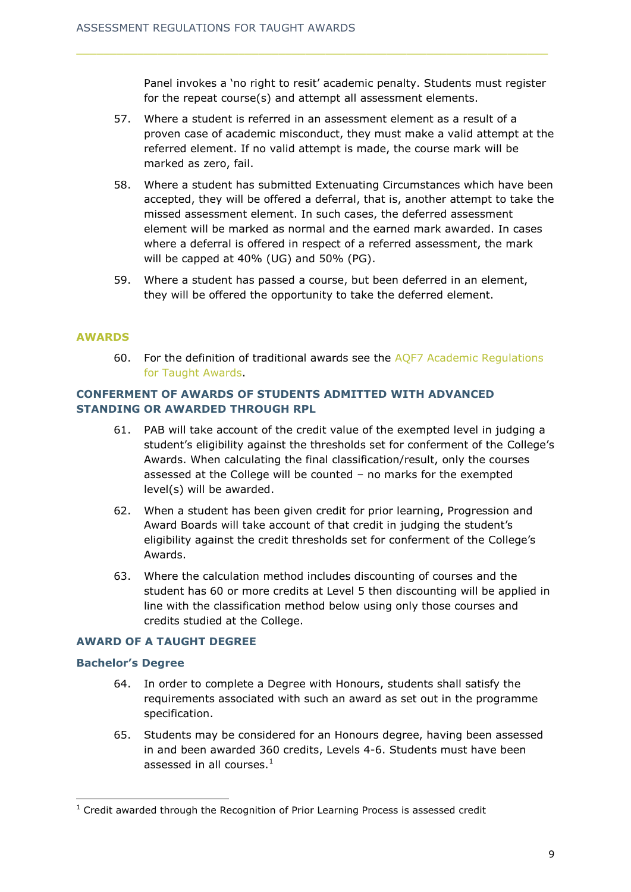Panel invokes a 'no right to resit' academic penalty. Students must register for the repeat course(s) and attempt all assessment elements.

57. Where a student is referred in an assessment element as a result of a proven case of academic misconduct, they must make a valid attempt at the referred element. If no valid attempt is made, the course mark will be marked as zero, fail.

58. Where a student has submitted Extenuating Circumstances which have been accepted, they will be offered a deferral, that is, another attempt to take the missed assessment element. In such cases, the deferred assessment element will be marked as normal and the earned mark awarded. In cases where a deferral is offered in respect of a referred assessment, the mark will be capped at 40% (UG) and 50% (PG).

59. Where a student has passed a course, but been deferred in an element, they will be offered the opportunity to take the deferred element.

## AWARDS

60. For the definition of traditional awards see the AQF7 Academic Regulations for Taught Awards.

### CONFERMENT OF AWARDS OF STUDENTS ADMITTED WITH ADVANCED STANDING OR AWARDED THROUGH RPL

61. PAB will take account of the credit value of the exempted level in judging a student's eligibility against the thresholds set for conferment of the College's Awards. When calculating the final classification/result, only the courses assessed at the College will be counted – no marks for the exempted level(s) will be awarded.

62. When a student has been given credit for prior learning, Progression and Award Boards will take account of that credit in judging the student's eligibility against the credit thresholds set for conferment of the College's Awards.

63. Where the calculation method includes discounting of courses and the student has 60 or more credits at Level 5 then discounting will be applied in line with the classification method below using only those courses and credits studied at the College.

### AWARD OF A TAUGHT DEGREE

#### Bachelor's Degree

64. In order to complete a Degree with Honours, students shall satisfy the requirements associated with such an award as set out in the programme specification.

65. Students may be considered for an Honours degree, having been assessed in and been awarded 360 credits, Levels 4-6. Students must have been assessed in all courses.[1]

[1] Credit awarded through the Recognition of Prior Learning Process is assessed credit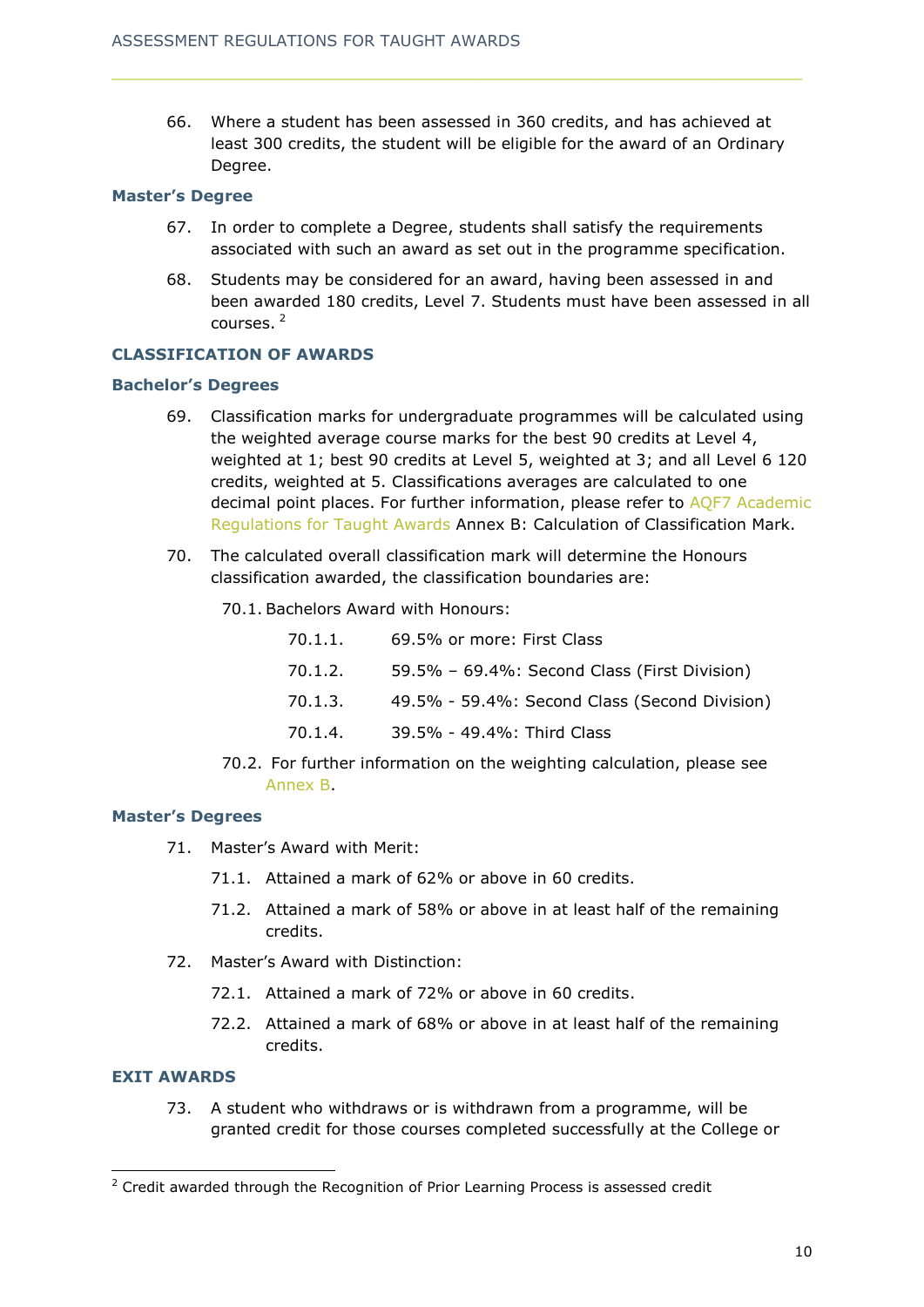66. Where a student has been assessed in 360 credits, and has achieved at least 300 credits, the student will be eligible for the award of an Ordinary Degree.

### Master's Degree

67. In order to complete a Degree, students shall satisfy the requirements associated with such an award as set out in the programme specification.

68. Students may be considered for an award, having been assessed in and been awarded 180 credits, Level 7. Students must have been assessed in all courses. [2]

## CLASSIFICATION OF AWARDS

### Bachelor's Degrees

69. Classification marks for undergraduate programmes will be calculated using the weighted average course marks for the best 90 credits at Level 4, weighted at 1; best 90 credits at Level 5, weighted at 3; and all Level 6 120 credits, weighted at 5. Classifications averages are calculated to one decimal point places. For further information, please refer to AQF7 Academic Regulations for Taught Awards Annex B: Calculation of Classification Mark.

70. The calculated overall classification mark will determine the Honours classification awarded, the classification boundaries are:

    70.1. Bachelors Award with Honours:

    - 70.1.1. 69.5% or more: First Class
    - 70.1.2. 59.5% – 69.4%: Second Class (First Division)
    - 70.1.3. 49.5% - 59.4%: Second Class (Second Division)
    - 70.1.4. 39.5% - 49.4%: Third Class

    70.2. For further information on the weighting calculation, please see Annex B.

### Master's Degrees

71. Master's Award with Merit:

    71.1. Attained a mark of 62% or above in 60 credits.

    71.2. Attained a mark of 58% or above in at least half of the remaining credits.

72. Master's Award with Distinction:

    72.1. Attained a mark of 72% or above in 60 credits.

    72.2. Attained a mark of 68% or above in at least half of the remaining credits.

## EXIT AWARDS

73. A student who withdraws or is withdrawn from a programme, will be granted credit for those courses completed successfully at the College or

[2] Credit awarded through the Recognition of Prior Learning Process is assessed credit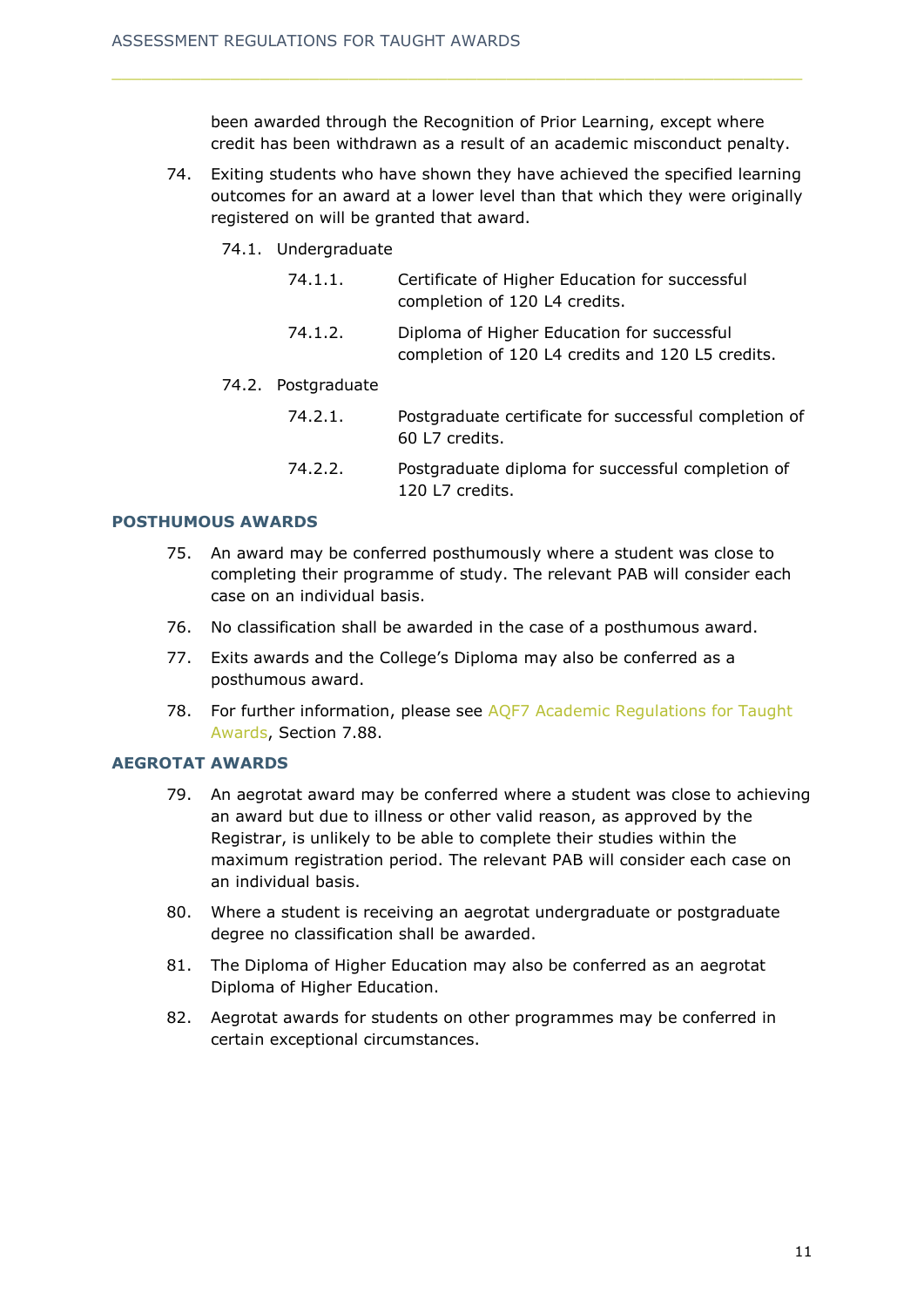been awarded through the Recognition of Prior Learning, except where credit has been withdrawn as a result of an academic misconduct penalty.

74. Exiting students who have shown they have achieved the specified learning outcomes for an award at a lower level than that which they were originally registered on will be granted that award.

    74.1. Undergraduate

    - 74.1.1. Certificate of Higher Education for successful completion of 120 L4 credits.
    - 74.1.2. Diploma of Higher Education for successful completion of 120 L4 credits and 120 L5 credits.

    74.2. Postgraduate

    - 74.2.1. Postgraduate certificate for successful completion of 60 L7 credits.
    - 74.2.2. Postgraduate diploma for successful completion of 120 L7 credits.

### POSTHUMOUS AWARDS

75. An award may be conferred posthumously where a student was close to completing their programme of study. The relevant PAB will consider each case on an individual basis.

76. No classification shall be awarded in the case of a posthumous award.

77. Exits awards and the College's Diploma may also be conferred as a posthumous award.

78. For further information, please see AQF7 Academic Regulations for Taught Awards, Section 7.88.

### AEGROTAT AWARDS

79. An aegrotat award may be conferred where a student was close to achieving an award but due to illness or other valid reason, as approved by the Registrar, is unlikely to be able to complete their studies within the maximum registration period. The relevant PAB will consider each case on an individual basis.

80. Where a student is receiving an aegrotat undergraduate or postgraduate degree no classification shall be awarded.

81. The Diploma of Higher Education may also be conferred as an aegrotat Diploma of Higher Education.

82. Aegrotat awards for students on other programmes may be conferred in certain exceptional circumstances.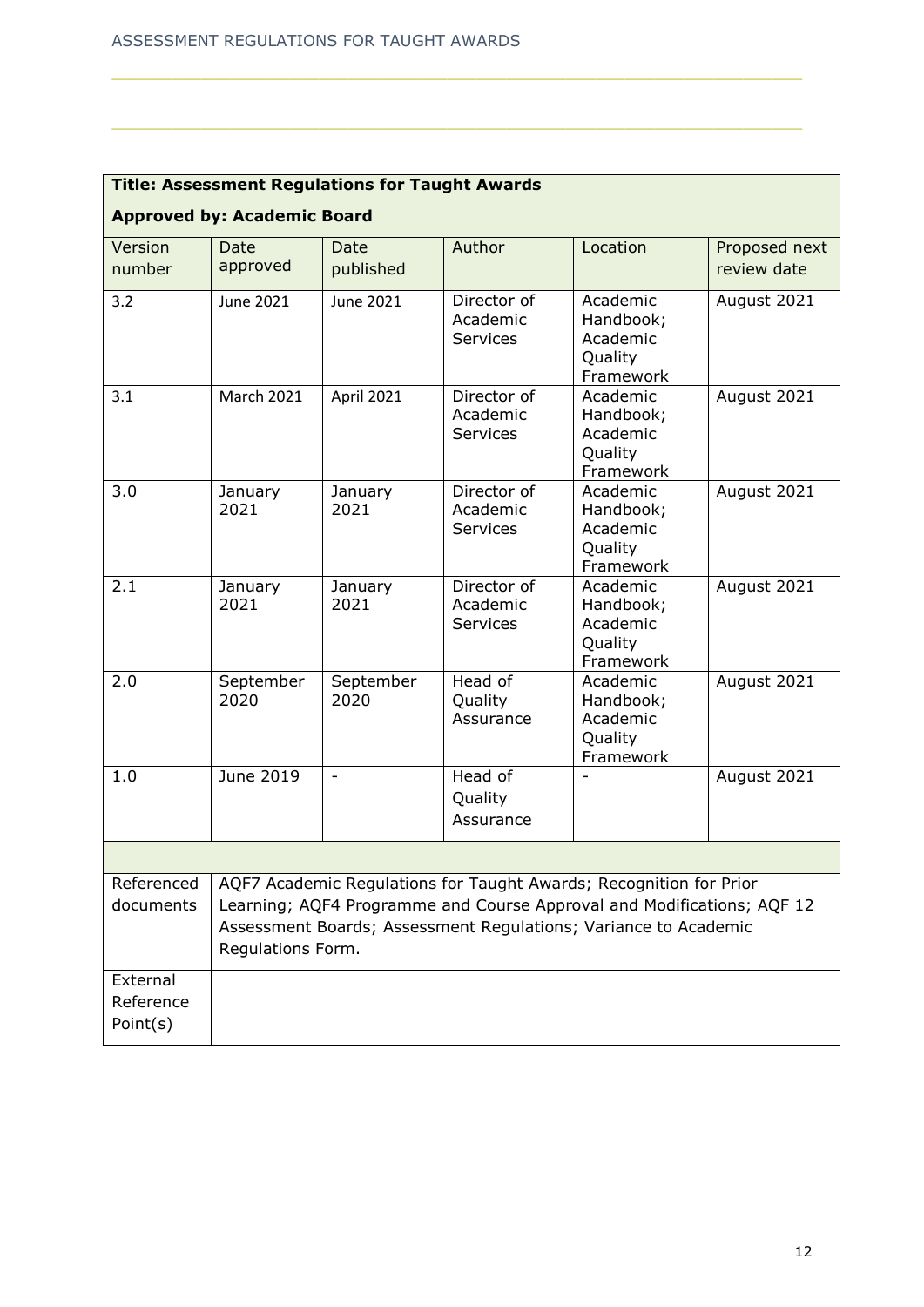| **Title: Assessment Regulations for Taught Awards**<br><br>**Approved by: Academic Board** | | | | | |
|---|---|---|---|---|---|
| Version number | Date approved | Date published | Author | Location | Proposed next review date |
| 3.2 | June 2021 | June 2021 | Director of Academic Services | Academic Handbook; Academic Quality Framework | August 2021 |
| 3.1 | March 2021 | April 2021 | Director of Academic Services | Academic Handbook; Academic Quality Framework | August 2021 |
| 3.0 | January 2021 | January 2021 | Director of Academic Services | Academic Handbook; Academic Quality Framework | August 2021 |
| 2.1 | January 2021 | January 2021 | Director of Academic Services | Academic Handbook; Academic Quality Framework | August 2021 |
| 2.0 | September 2020 | September 2020 | Head of Quality Assurance | Academic Handbook; Academic Quality Framework | August 2021 |
| 1.0 | June 2019 | - | Head of Quality Assurance | - | August 2021 |
| | | | | | |
| Referenced documents | AQF7 Academic Regulations for Taught Awards; Recognition for Prior Learning; AQF4 Programme and Course Approval and Modifications; AQF 12 Assessment Boards; Assessment Regulations; Variance to Academic Regulations Form. | | | | |
| External Reference Point(s) | | | | | |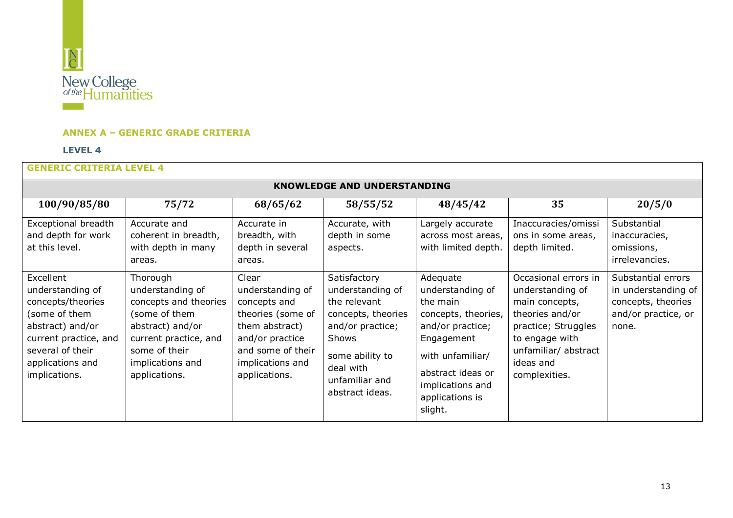## ANNEX A – GENERIC GRADE CRITERIA

### LEVEL 4

| GENERIC CRITERIA LEVEL 4 | | | | | | |
|---|---|---|---|---|---|---|
| **KNOWLEDGE AND UNDERSTANDING** | | | | | | |
| **100/90/85/80** | **75/72** | **68/65/62** | **58/55/52** | **48/45/42** | **35** | **20/5/0** |
| Exceptional breadth and depth for work at this level. | Accurate and coherent in breadth, with depth in many areas. | Accurate in breadth, with depth in several areas. | Accurate, with depth in some aspects. | Largely accurate across most areas, with limited depth. | Inaccuracies/omissions in some areas, depth limited. | Substantial inaccuracies, omissions, irrelevancies. |
| Excellent understanding of concepts/theories (some of them abstract) and/or current practice, and several of their applications and implications. | Thorough understanding of concepts and theories (some of them abstract) and/or current practice, and some of their implications and applications. | Clear understanding of concepts and theories (some of them abstract) and/or practice and some of their implications and applications. | Satisfactory understanding of the relevant concepts, theories and/or practice; Shows some ability to deal with unfamiliar and abstract ideas. | Adequate understanding of the main concepts, theories, and/or practice; Engagement with unfamiliar/ abstract ideas or implications and applications is slight. | Occasional errors in understanding of main concepts, theories and/or practice; Struggles to engage with unfamiliar/ abstract ideas and complexities. | Substantial errors in understanding of concepts, theories and/or practice, or none. |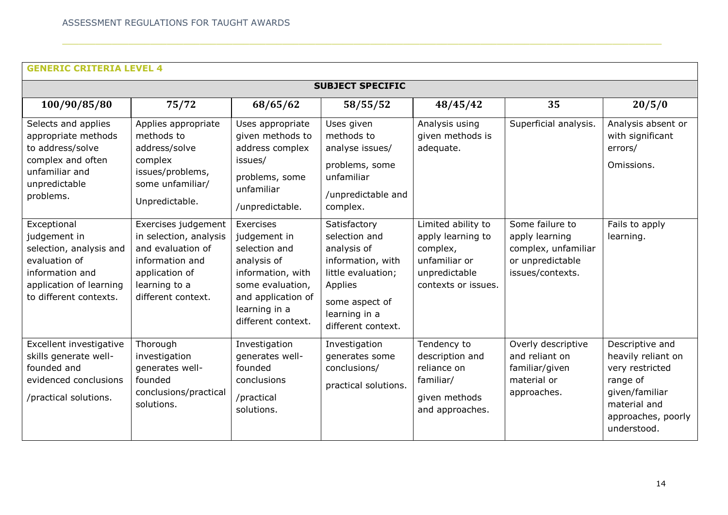## GENERIC CRITERIA LEVEL 4

**SUBJECT SPECIFIC**

| 100/90/85/80 | 75/72 | 68/65/62 | 58/55/52 | 48/45/42 | 35 | 20/5/0 |
|---|---|---|---|---|---|---|
| Selects and applies appropriate methods to address/solve complex and often unfamiliar and unpredictable problems. | Applies appropriate methods to address/solve complex issues/problems, some unfamiliar/ Unpredictable. | Uses appropriate given methods to address complex issues/ problems, some unfamiliar /unpredictable. | Uses given methods to analyse issues/ problems, some unfamiliar /unpredictable and complex. | Analysis using given methods is adequate. | Superficial analysis. | Analysis absent or with significant errors/ Omissions. |
| Exceptional judgement in selection, analysis and evaluation of information and application of learning to different contexts. | Exercises judgement in selection, analysis and evaluation of information and application of learning to a different context. | Exercises judgement in selection and analysis of information, with some evaluation, and application of learning in a different context. | Satisfactory selection and analysis of information, with little evaluation; Applies some aspect of learning in a different context. | Limited ability to apply learning to complex, unfamiliar or unpredictable contexts or issues. | Some failure to apply learning complex, unfamiliar or unpredictable issues/contexts. | Fails to apply learning. |
| Excellent investigative skills generate well-founded and evidenced conclusions /practical solutions. | Thorough investigation generates well-founded conclusions/practical solutions. | Investigation generates well-founded conclusions /practical solutions. | Investigation generates some conclusions/ practical solutions. | Tendency to description and reliance on familiar/ given methods and approaches. | Overly descriptive and reliant on familiar/given material or approaches. | Descriptive and heavily reliant on very restricted range of given/familiar material and approaches, poorly understood. |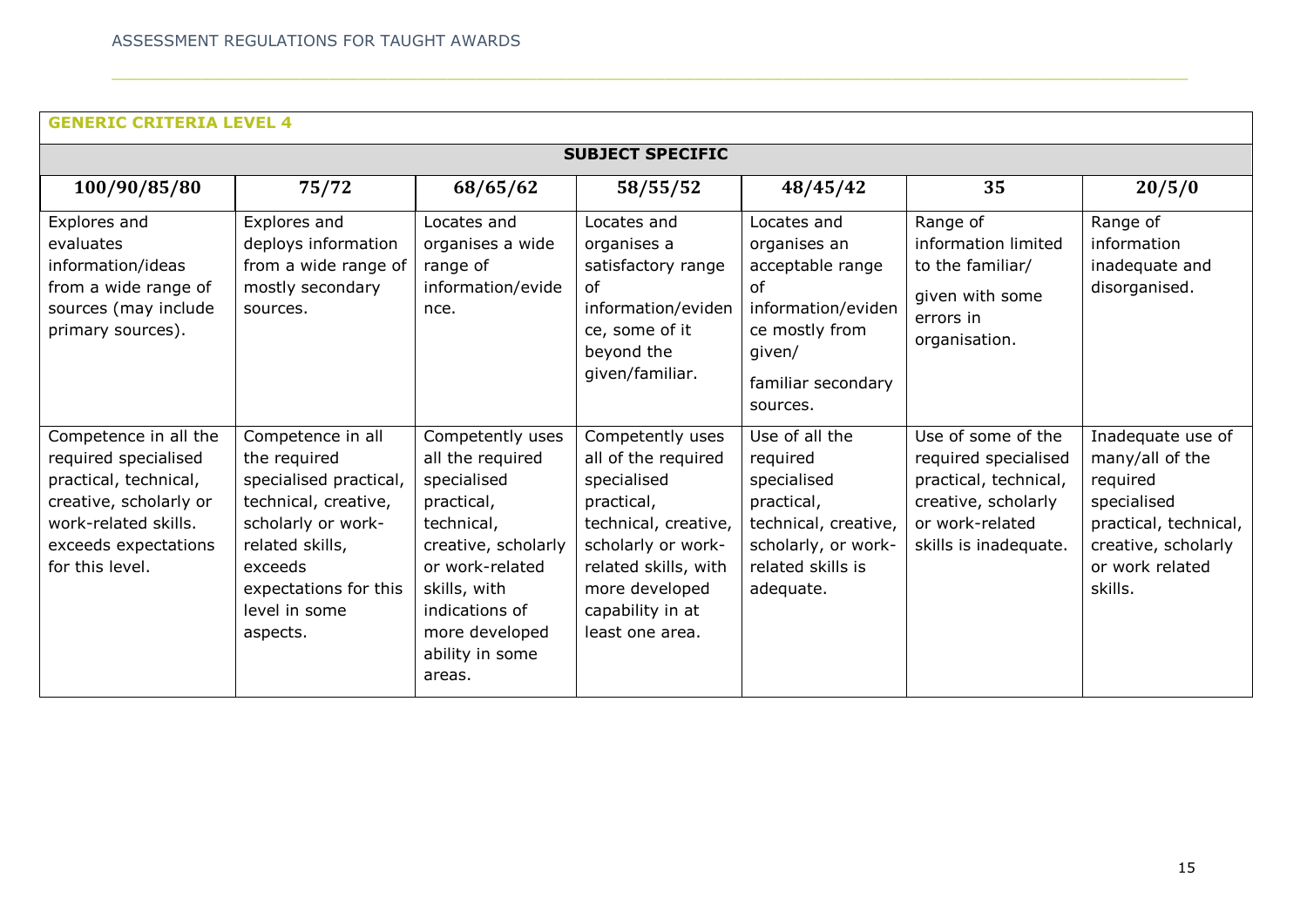## GENERIC CRITERIA LEVEL 4

**SUBJECT SPECIFIC**

| 100/90/85/80 | 75/72 | 68/65/62 | 58/55/52 | 48/45/42 | 35 | 20/5/0 |
|---|---|---|---|---|---|---|
| Explores and evaluates information/ideas from a wide range of sources (may include primary sources). | Explores and deploys information from a wide range of mostly secondary sources. | Locates and organises a wide range of information/evidence. | Locates and organises a satisfactory range of information/evidence, some of it beyond the given/familiar. | Locates and organises an acceptable range of information/evidence mostly from given/ familiar secondary sources. | Range of information limited to the familiar/ given with some errors in organisation. | Range of information inadequate and disorganised. |
| Competence in all the required specialised practical, technical, creative, scholarly or work-related skills. exceeds expectations for this level. | Competence in all the required specialised practical, technical, creative, scholarly or work-related skills, exceeds expectations for this level in some aspects. | Competently uses all the required specialised practical, technical, creative, scholarly or work-related skills, with indications of more developed ability in some areas. | Competently uses all of the required specialised practical, technical, creative, scholarly or work-related skills, with more developed capability in at least one area. | Use of all the required specialised practical, technical, creative, scholarly, or work-related skills is adequate. | Use of some of the required specialised practical, technical, creative, scholarly or work-related skills is inadequate. | Inadequate use of many/all of the required specialised practical, technical, creative, scholarly or work related skills. |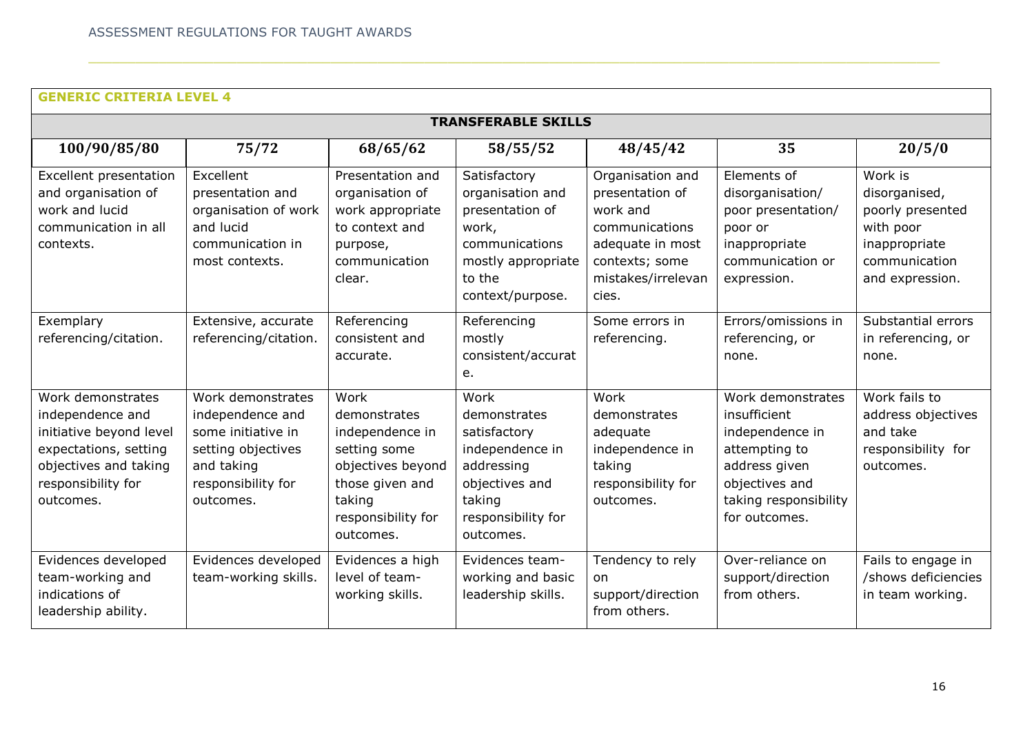## GENERIC CRITERIA LEVEL 4

### TRANSFERABLE SKILLS

| 100/90/85/80 | 75/72 | 68/65/62 | 58/55/52 | 48/45/42 | 35 | 20/5/0 |
|---|---|---|---|---|---|---|
| Excellent presentation and organisation of work and lucid communication in all contexts. | Excellent presentation and organisation of work and lucid communication in most contexts. | Presentation and organisation of work appropriate to context and purpose, communication clear. | Satisfactory organisation and presentation of work, communications mostly appropriate to the context/purpose. | Organisation and presentation of work and communications adequate in most contexts; some mistakes/irrelevancies. | Elements of disorganisation/ poor presentation/ poor or inappropriate communication or expression. | Work is disorganised, poorly presented with poor inappropriate communication and expression. |
| Exemplary referencing/citation. | Extensive, accurate referencing/citation. | Referencing consistent and accurate. | Referencing mostly consistent/accurate. | Some errors in referencing. | Errors/omissions in referencing, or none. | Substantial errors in referencing, or none. |
| Work demonstrates independence and initiative beyond level expectations, setting objectives and taking responsibility for outcomes. | Work demonstrates independence and some initiative in setting objectives and taking responsibility for outcomes. | Work demonstrates independence in setting some objectives beyond those given and taking responsibility for outcomes. | Work demonstrates satisfactory independence in addressing objectives and taking responsibility for outcomes. | Work demonstrates adequate independence in taking responsibility for outcomes. | Work demonstrates insufficient independence in attempting to address given objectives and taking responsibility for outcomes. | Work fails to address objectives and take responsibility for outcomes. |
| Evidences developed team-working and indications of leadership ability. | Evidences developed team-working skills. | Evidences a high level of team-working skills. | Evidences team-working and basic leadership skills. | Tendency to rely on support/direction from others. | Over-reliance on support/direction from others. | Fails to engage in /shows deficiencies in team working. |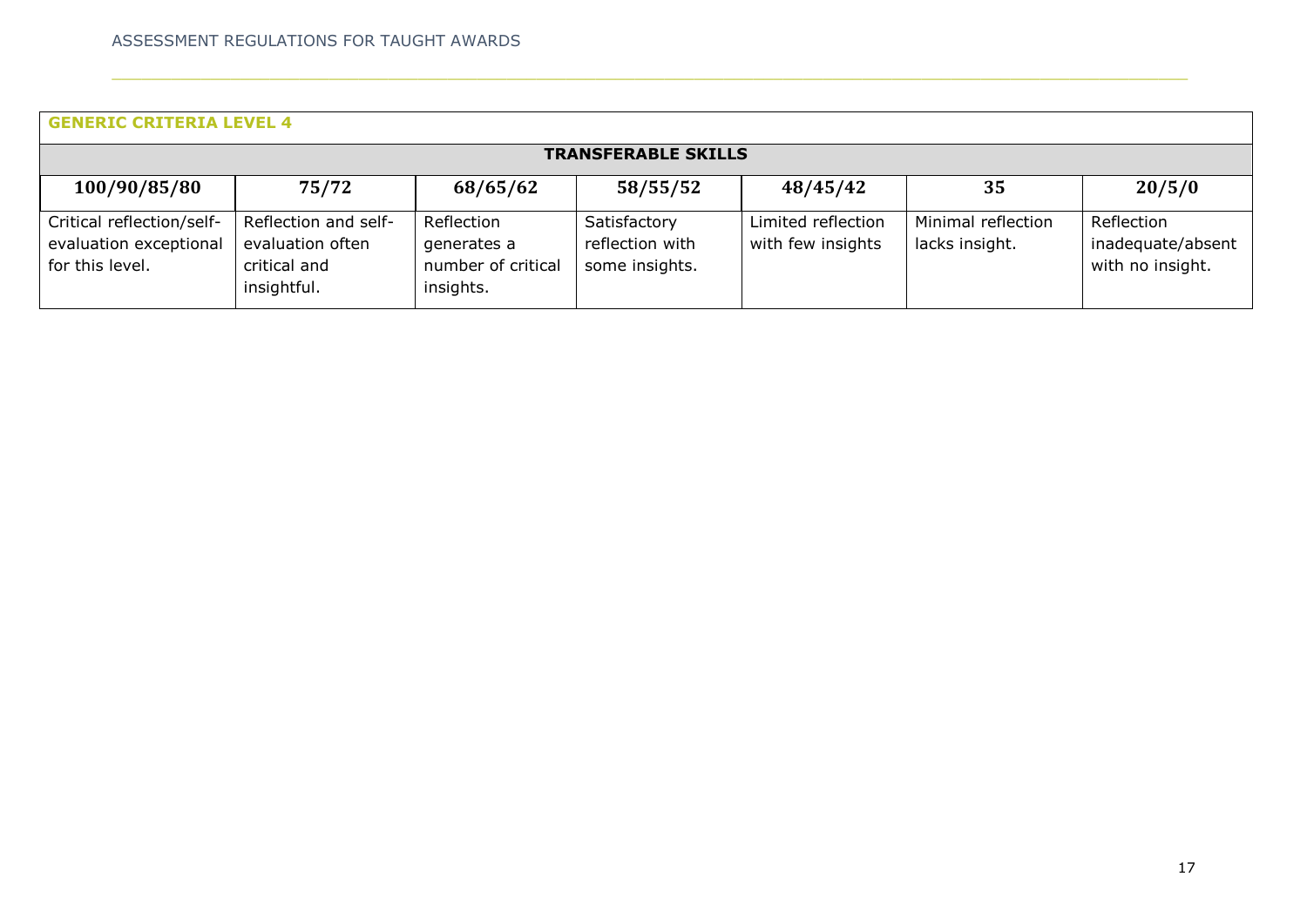| GENERIC CRITERIA LEVEL 4 | | | | | | |
|---|---|---|---|---|---|---|
| **TRANSFERABLE SKILLS** | | | | | | |
| **100/90/85/80** | **75/72** | **68/65/62** | **58/55/52** | **48/45/42** | **35** | **20/5/0** |
| Critical reflection/self-evaluation exceptional for this level. | Reflection and self-evaluation often critical and insightful. | Reflection generates a number of critical insights. | Satisfactory reflection with some insights. | Limited reflection with few insights | Minimal reflection lacks insight. | Reflection inadequate/absent with no insight. |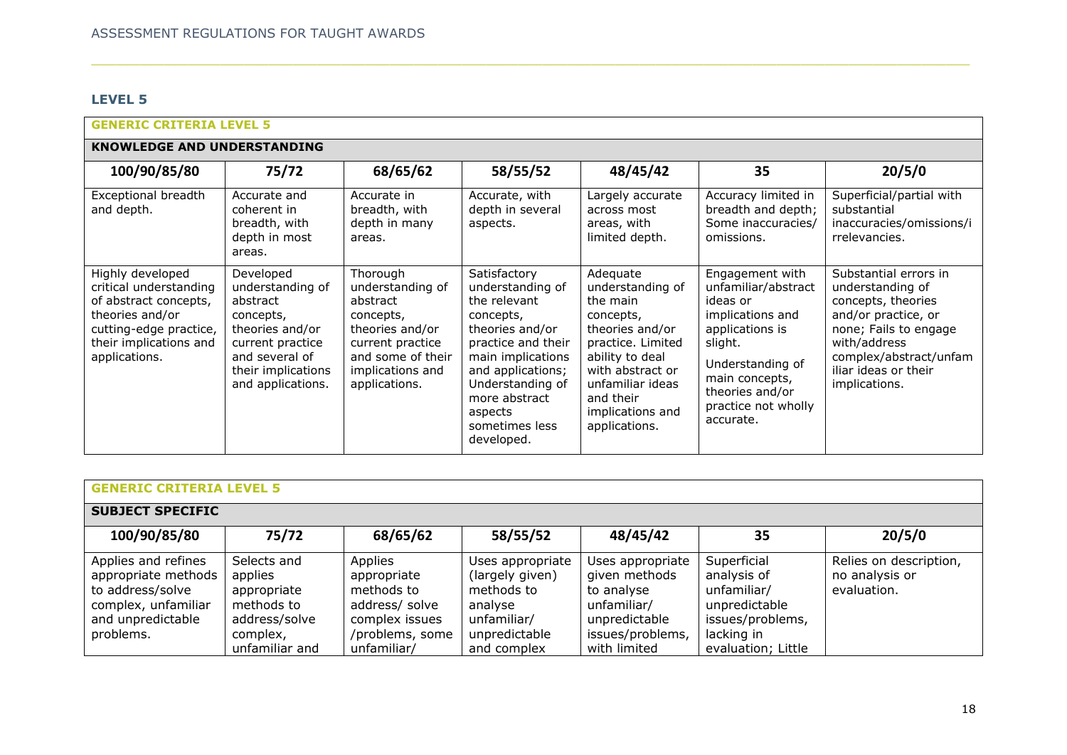## LEVEL 5

| GENERIC CRITERIA LEVEL 5 | | | | | | |
|---|---|---|---|---|---|---|
| **KNOWLEDGE AND UNDERSTANDING** | | | | | | |
| **100/90/85/80** | **75/72** | **68/65/62** | **58/55/52** | **48/45/42** | **35** | **20/5/0** |
| Exceptional breadth and depth. | Accurate and coherent in breadth, with depth in most areas. | Accurate in breadth, with depth in many areas. | Accurate, with depth in several aspects. | Largely accurate across most areas, with limited depth. | Accuracy limited in breadth and depth; Some inaccuracies/ omissions. | Superficial/partial with substantial inaccuracies/omissions/irrelevancies. |
| Highly developed critical understanding of abstract concepts, theories and/or cutting-edge practice, their implications and applications. | Developed understanding of abstract concepts, theories and/or current practice and several of their implications and applications. | Thorough understanding of abstract concepts, theories and/or current practice and some of their implications and applications. | Satisfactory understanding of the relevant concepts, theories and/or practice and their main implications and applications; Understanding of more abstract aspects sometimes less developed. | Adequate understanding of the main concepts, theories and/or practice. Limited ability to deal with abstract or unfamiliar ideas and their implications and applications. | Engagement with unfamiliar/abstract ideas or implications and applications is slight. Understanding of main concepts, theories and/or practice not wholly accurate. | Substantial errors in understanding of concepts, theories and/or practice, or none; Fails to engage with/address complex/abstract/unfamiliar ideas or their implications. |

| GENERIC CRITERIA LEVEL 5 | | | | | | |
|---|---|---|---|---|---|---|
| **SUBJECT SPECIFIC** | | | | | | |
| **100/90/85/80** | **75/72** | **68/65/62** | **58/55/52** | **48/45/42** | **35** | **20/5/0** |
| Applies and refines appropriate methods to address/solve complex, unfamiliar and unpredictable problems. | Selects and applies appropriate methods to address/solve complex, unfamiliar and | Applies appropriate methods to address/ solve complex issues /problems, some unfamiliar/ | Uses appropriate (largely given) methods to analyse unfamiliar/ unpredictable and complex | Uses appropriate given methods to analyse unfamiliar/ unpredictable issues/problems, with limited | Superficial analysis of unfamiliar/ unpredictable issues/problems, lacking in evaluation; Little | Relies on description, no analysis or evaluation. |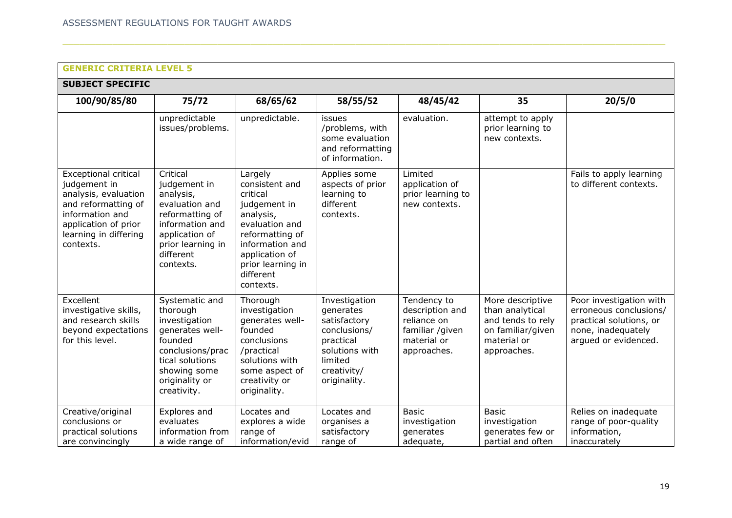| GENERIC CRITERIA LEVEL 5 | | | | | | |
|---|---|---|---|---|---|---|
| **SUBJECT SPECIFIC** | | | | | | |
| **100/90/85/80** | **75/72** | **68/65/62** | **58/55/52** | **48/45/42** | **35** | **20/5/0** |
| | unpredictable issues/problems. | unpredictable. | issues /problems, with some evaluation and reformatting of information. | evaluation. | attempt to apply prior learning to new contexts. | |
| Exceptional critical judgement in analysis, evaluation and reformatting of information and application of prior learning in differing contexts. | Critical judgement in analysis, evaluation and reformatting of information and application of prior learning in different contexts. | Largely consistent and critical judgement in analysis, evaluation and reformatting of information and application of prior learning in different contexts. | Applies some aspects of prior learning to different contexts. | Limited application of prior learning to new contexts. | | Fails to apply learning to different contexts. |
| Excellent investigative skills, and research skills beyond expectations for this level. | Systematic and thorough investigation generates well-founded conclusions/practical solutions showing some originality or creativity. | Thorough investigation generates well-founded conclusions /practical solutions with some aspect of creativity or originality. | Investigation generates satisfactory conclusions/ practical solutions with limited creativity/ originality. | Tendency to description and reliance on familiar /given material or approaches. | More descriptive than analytical and tends to rely on familiar/given material or approaches. | Poor investigation with erroneous conclusions/ practical solutions, or none, inadequately argued or evidenced. |
| Creative/original conclusions or practical solutions are convincingly | Explores and evaluates information from a wide range of | Locates and explores a wide range of information/evid | Locates and organises a satisfactory range of | Basic investigation generates adequate, | Basic investigation generates few or partial and often | Relies on inadequate range of poor-quality information, inaccurately |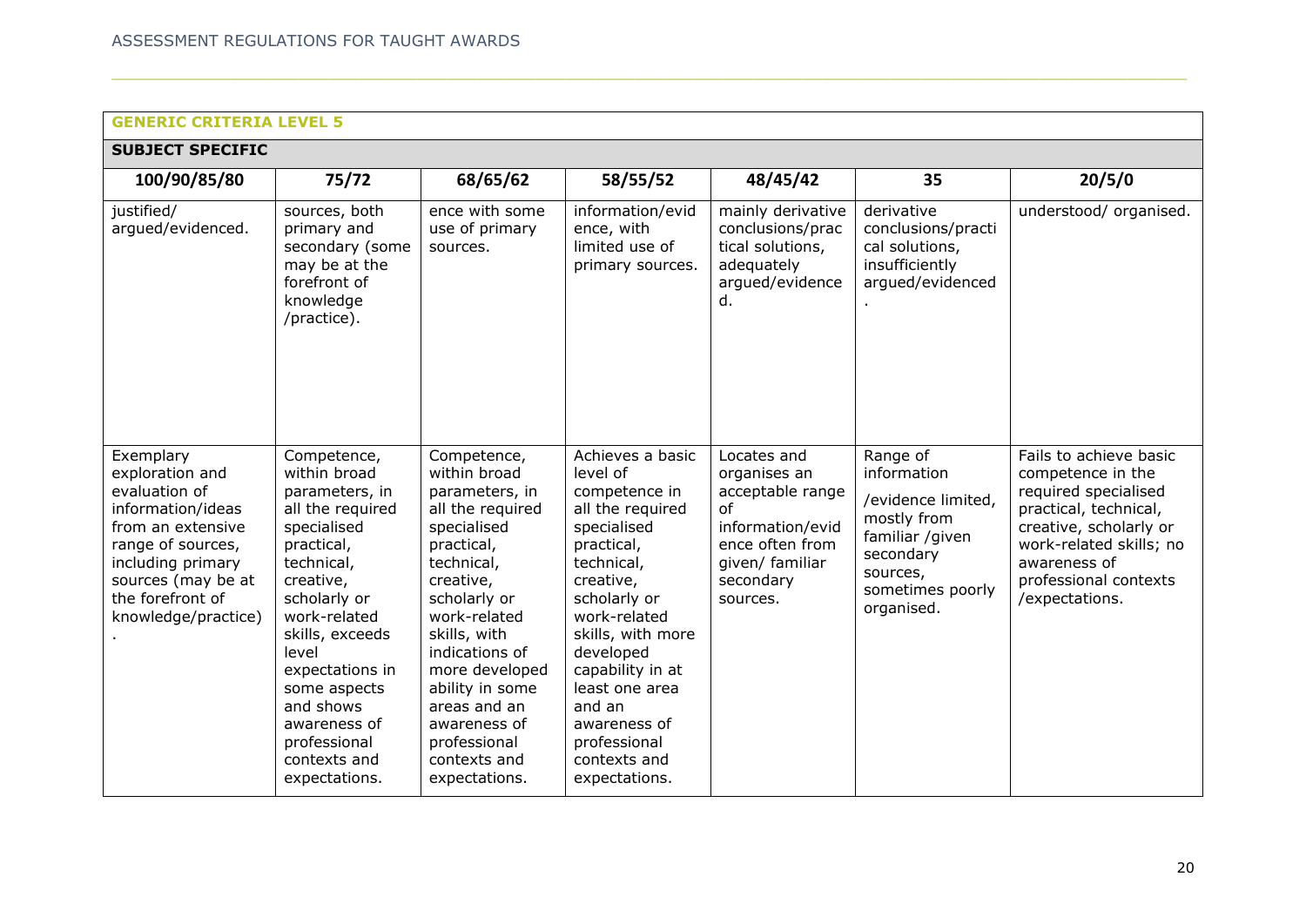**GENERIC CRITERIA LEVEL 5**

**SUBJECT SPECIFIC**

| 100/90/85/80 | 75/72 | 68/65/62 | 58/55/52 | 48/45/42 | 35 | 20/5/0 |
|---|---|---|---|---|---|---|
| justified/ argued/evidenced. | sources, both primary and secondary (some may be at the forefront of knowledge /practice). | ence with some use of primary sources. | information/evidence, with limited use of primary sources. | mainly derivative conclusions/practical solutions, adequately argued/evidenced. | derivative conclusions/practical solutions, insufficiently argued/evidenced. | understood/ organised. |
| Exemplary exploration and evaluation of information/ideas from an extensive range of sources, including primary sources (may be at the forefront of knowledge/practice). | Competence, within broad parameters, in all the required specialised practical, technical, creative, scholarly or work-related skills, exceeds level expectations in some aspects and shows awareness of professional contexts and expectations. | Competence, within broad parameters, in all the required specialised practical, technical, creative, scholarly or work-related skills, with indications of more developed ability in some areas and an awareness of professional contexts and expectations. | Achieves a basic level of competence in all the required specialised practical, technical, creative, scholarly or work-related skills, with more developed capability in at least one area and an awareness of professional contexts and expectations. | Locates and organises an acceptable range of information/evidence often from given/ familiar secondary sources. | Range of information /evidence limited, mostly from familiar /given secondary sources, sometimes poorly organised. | Fails to achieve basic competence in the required specialised practical, technical, creative, scholarly or work-related skills; no awareness of professional contexts /expectations. |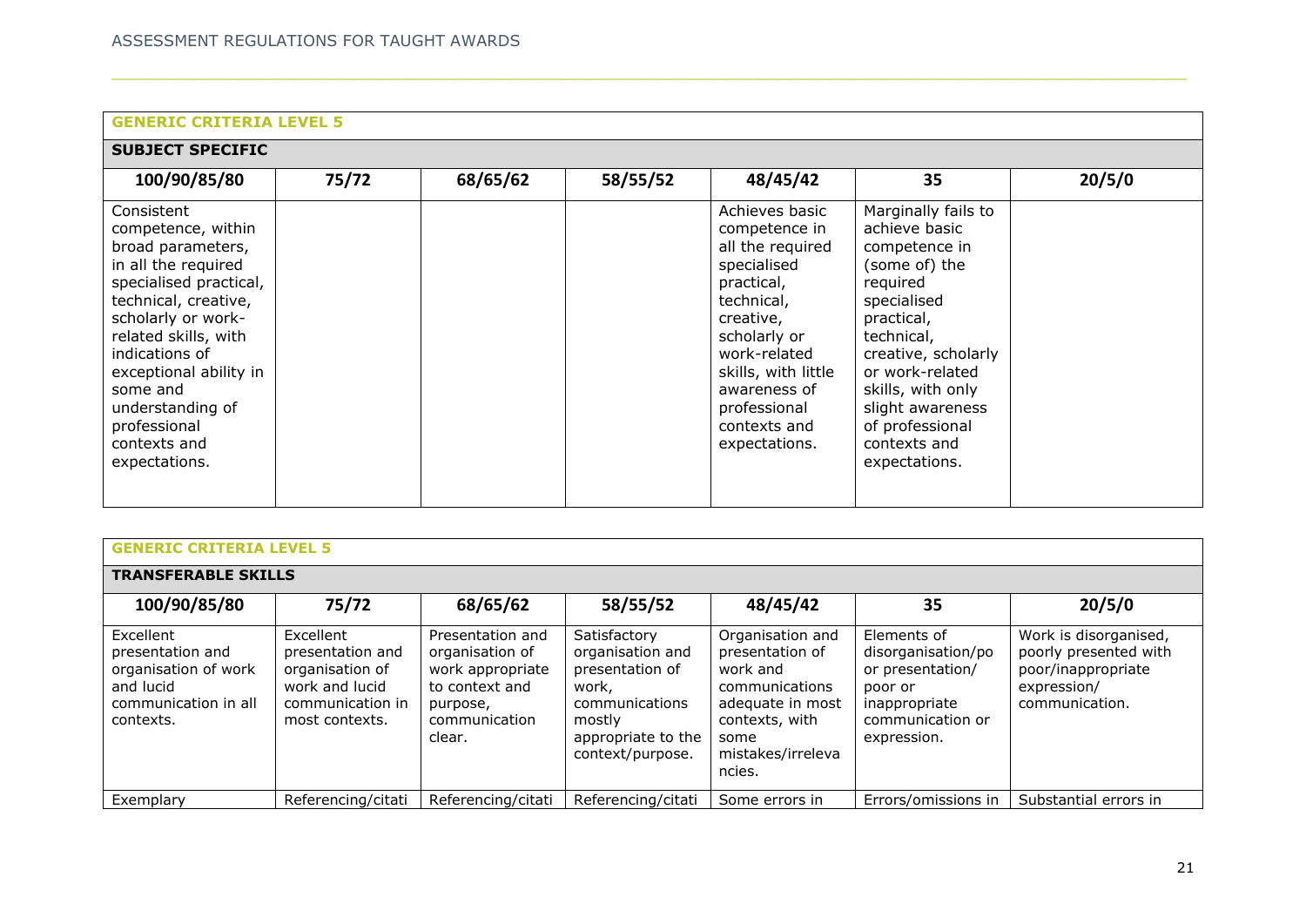| GENERIC CRITERIA LEVEL 5 | | | | | | |
|---|---|---|---|---|---|---|
| **SUBJECT SPECIFIC** | | | | | | |
| **100/90/85/80** | **75/72** | **68/65/62** | **58/55/52** | **48/45/42** | **35** | **20/5/0** |
| Consistent competence, within broad parameters, in all the required specialised practical, technical, creative, scholarly or work-related skills, with indications of exceptional ability in some and understanding of professional contexts and expectations. | | | | Achieves basic competence in all the required specialised practical, technical, creative, scholarly or work-related skills, with little awareness of professional contexts and expectations. | Marginally fails to achieve basic competence in (some of) the required specialised practical, technical, creative, scholarly or work-related skills, with only slight awareness of professional contexts and expectations. | |

| GENERIC CRITERIA LEVEL 5 | | | | | | |
|---|---|---|---|---|---|---|
| **TRANSFERABLE SKILLS** | | | | | | |
| **100/90/85/80** | **75/72** | **68/65/62** | **58/55/52** | **48/45/42** | **35** | **20/5/0** |
| Excellent presentation and organisation of work and lucid communication in all contexts. | Excellent presentation and organisation of work and lucid communication in most contexts. | Presentation and organisation of work appropriate to context and purpose, communication clear. | Satisfactory organisation and presentation of work, communications mostly appropriate to the context/purpose. | Organisation and presentation of work and communications adequate in most contexts, with some mistakes/irrelevancies. | Elements of disorganisation/poor presentation/ poor or inappropriate communication or expression. | Work is disorganised, poorly presented with poor/inappropriate expression/ communication. |
| Exemplary | Referencing/citati | Referencing/citati | Referencing/citati | Some errors in | Errors/omissions in | Substantial errors in |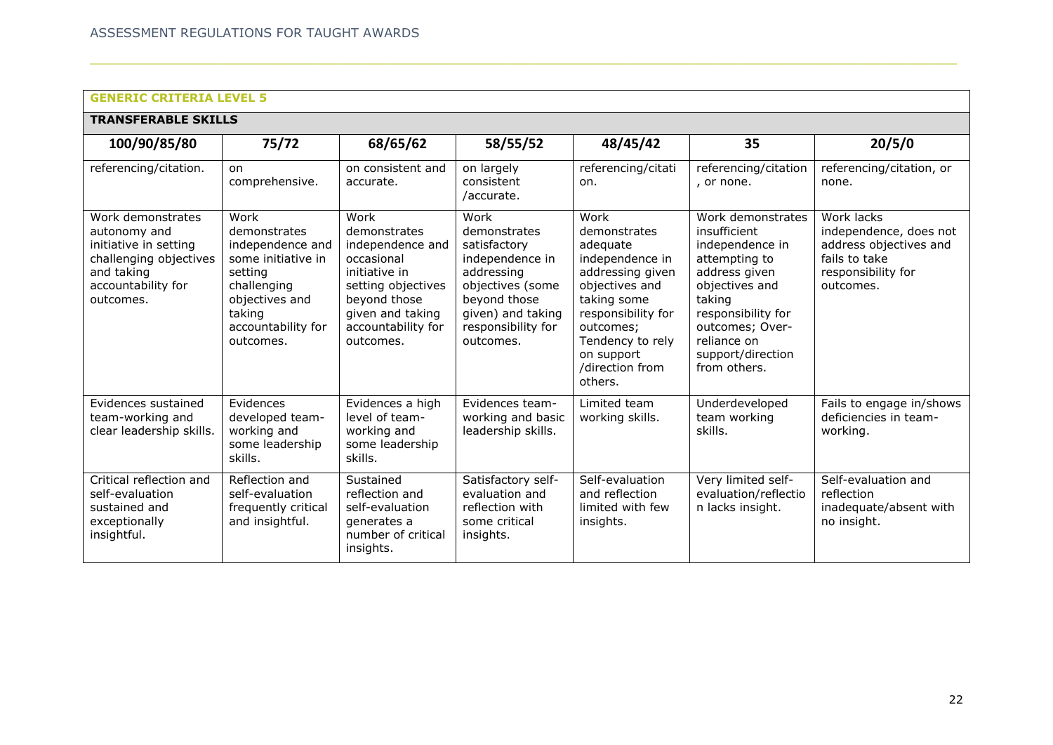**GENERIC CRITERIA LEVEL 5**

**TRANSFERABLE SKILLS**

| 100/90/85/80 | 75/72 | 68/65/62 | 58/55/52 | 48/45/42 | 35 | 20/5/0 |
|---|---|---|---|---|---|---|
| referencing/citation. | on comprehensive. | on consistent and accurate. | on largely consistent /accurate. | referencing/citation. | referencing/citation, or none. | referencing/citation, or none. |
| Work demonstrates autonomy and initiative in setting challenging objectives and taking accountability for outcomes. | Work demonstrates independence and some initiative in setting challenging objectives and taking accountability for outcomes. | Work demonstrates independence and occasional initiative in setting objectives beyond those given and taking accountability for outcomes. | Work demonstrates satisfactory independence in addressing objectives (some beyond those given) and taking responsibility for outcomes. | Work demonstrates adequate independence in addressing given objectives and taking some responsibility for outcomes; Tendency to rely on support /direction from others. | Work demonstrates insufficient independence in attempting to address given objectives and taking responsibility for outcomes; Over-reliance on support/direction from others. | Work lacks independence, does not address objectives and fails to take responsibility for outcomes. |
| Evidences sustained team-working and clear leadership skills. | Evidences developed team-working and some leadership skills. | Evidences a high level of team-working and some leadership skills. | Evidences team-working and basic leadership skills. | Limited team working skills. | Underdeveloped team working skills. | Fails to engage in/shows deficiencies in team-working. |
| Critical reflection and self-evaluation sustained and exceptionally insightful. | Reflection and self-evaluation frequently critical and insightful. | Sustained reflection and self-evaluation generates a number of critical insights. | Satisfactory self-evaluation and reflection with some critical insights. | Self-evaluation and reflection limited with few insights. | Very limited self-evaluation/reflection lacks insight. | Self-evaluation and reflection inadequate/absent with no insight. |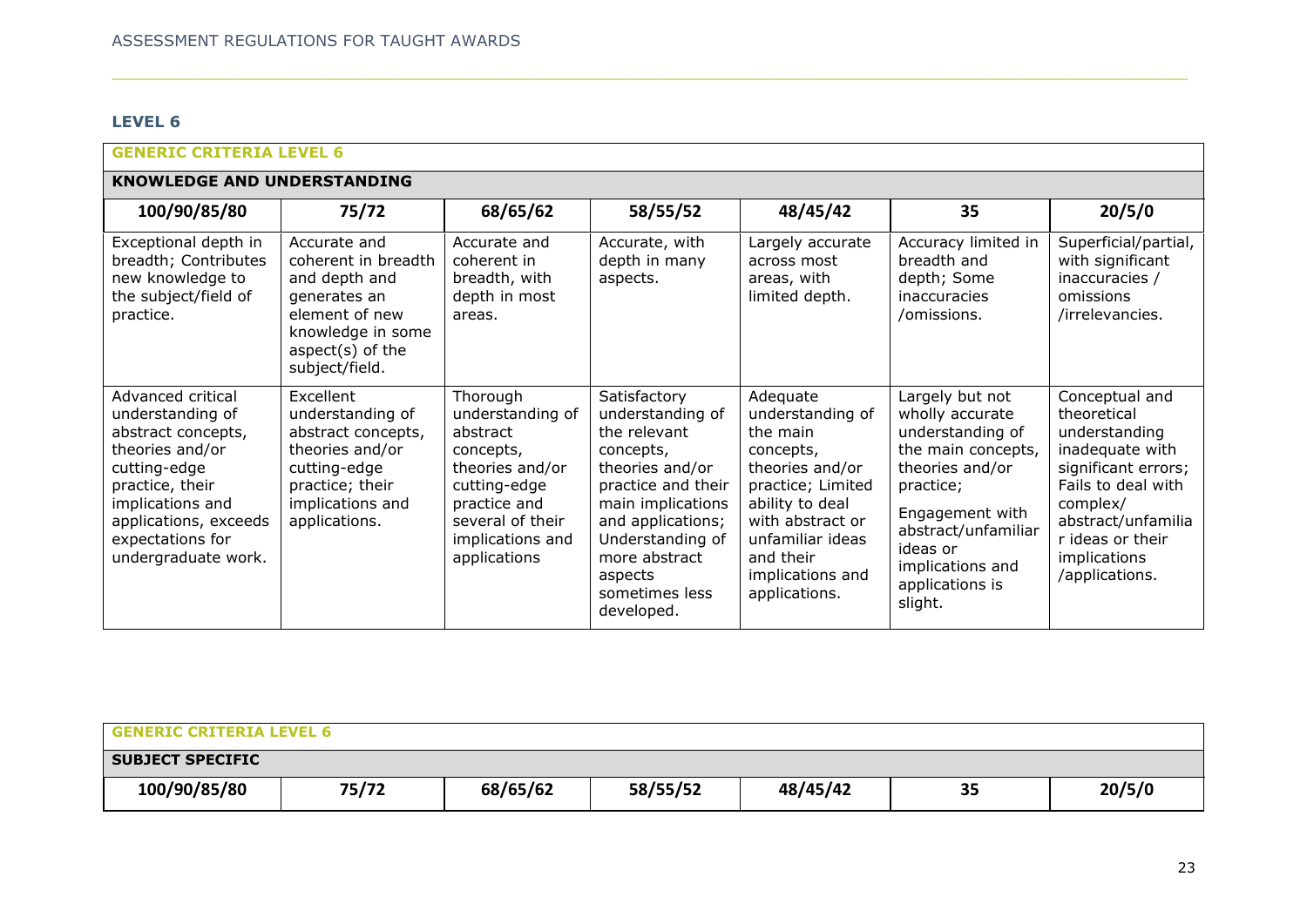## LEVEL 6

| GENERIC CRITERIA LEVEL 6 | | | | | | |
|---|---|---|---|---|---|---|
| **KNOWLEDGE AND UNDERSTANDING** | | | | | | |
| **100/90/85/80** | **75/72** | **68/65/62** | **58/55/52** | **48/45/42** | **35** | **20/5/0** |
| Exceptional depth in breadth; Contributes new knowledge to the subject/field of practice. | Accurate and coherent in breadth and depth and generates an element of new knowledge in some aspect(s) of the subject/field. | Accurate and coherent in breadth, with depth in most areas. | Accurate, with depth in many aspects. | Largely accurate across most areas, with limited depth. | Accuracy limited in breadth and depth; Some inaccuracies /omissions. | Superficial/partial, with significant inaccuracies / omissions /irrelevancies. |
| Advanced critical understanding of abstract concepts, theories and/or cutting-edge practice, their implications and applications, exceeds expectations for undergraduate work. | Excellent understanding of abstract concepts, theories and/or cutting-edge practice; their implications and applications. | Thorough understanding of abstract concepts, theories and/or cutting-edge practice and several of their implications and applications | Satisfactory understanding of the relevant concepts, theories and/or practice and their main implications and applications; Understanding of more abstract aspects sometimes less developed. | Adequate understanding of the main concepts, theories and/or practice; Limited ability to deal with abstract or unfamiliar ideas and their implications and applications. | Largely but not wholly accurate understanding of the main concepts, theories and/or practice; Engagement with abstract/unfamiliar ideas or implications and applications is slight. | Conceptual and theoretical understanding inadequate with significant errors; Fails to deal with complex/ abstract/unfamiliar ideas or their implications /applications. |

| GENERIC CRITERIA LEVEL 6 | | | | | | |
|---|---|---|---|---|---|---|
| **SUBJECT SPECIFIC** | | | | | | |
| **100/90/85/80** | **75/72** | **68/65/62** | **58/55/52** | **48/45/42** | **35** | **20/5/0** |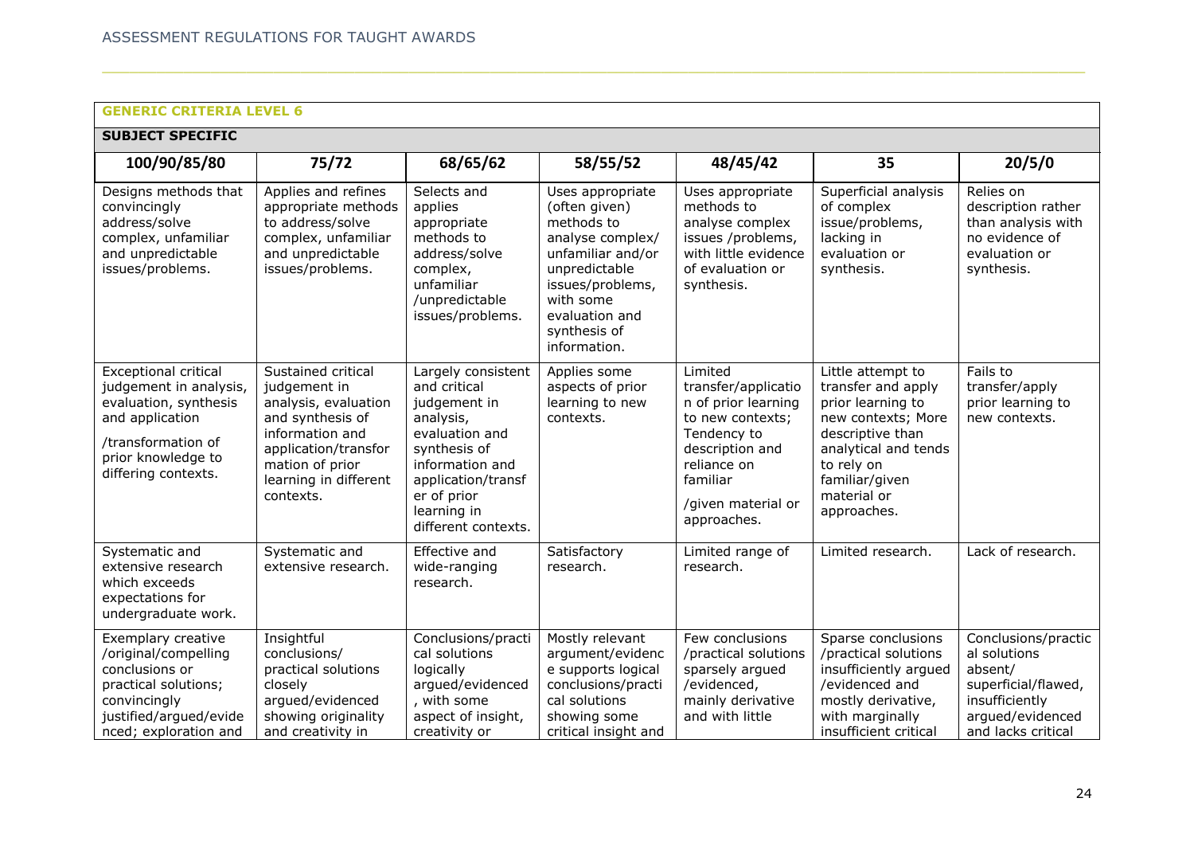**GENERIC CRITERIA LEVEL 6**

**SUBJECT SPECIFIC**

| 100/90/85/80 | 75/72 | 68/65/62 | 58/55/52 | 48/45/42 | 35 | 20/5/0 |
|---|---|---|---|---|---|---|
| Designs methods that convincingly address/solve complex, unfamiliar and unpredictable issues/problems. | Applies and refines appropriate methods to address/solve complex, unfamiliar and unpredictable issues/problems. | Selects and applies appropriate methods to address/solve complex, unfamiliar /unpredictable issues/problems. | Uses appropriate (often given) methods to analyse complex/ unfamiliar and/or unpredictable issues/problems, with some evaluation and synthesis of information. | Uses appropriate methods to analyse complex issues /problems, with little evidence of evaluation or synthesis. | Superficial analysis of complex issue/problems, lacking in evaluation or synthesis. | Relies on description rather than analysis with no evidence of evaluation or synthesis. |
| Exceptional critical judgement in analysis, evaluation, synthesis and application /transformation of prior knowledge to differing contexts. | Sustained critical judgement in analysis, evaluation and synthesis of information and application/transformation of prior learning in different contexts. | Largely consistent and critical judgement in analysis, evaluation and synthesis of information and application/transfer of prior learning in different contexts. | Applies some aspects of prior learning to new contexts. | Limited transfer/application of prior learning to new contexts; Tendency to description and reliance on familiar /given material or approaches. | Little attempt to transfer and apply prior learning to new contexts; More descriptive than analytical and tends to rely on familiar/given material or approaches. | Fails to transfer/apply prior learning to new contexts. |
| Systematic and extensive research which exceeds expectations for undergraduate work. | Systematic and extensive research. | Effective and wide-ranging research. | Satisfactory research. | Limited range of research. | Limited research. | Lack of research. |
| Exemplary creative /original/compelling conclusions or practical solutions; convincingly justified/argued/evidenced; exploration and | Insightful conclusions/ practical solutions closely argued/evidenced showing originality and creativity in | Conclusions/practical solutions logically argued/evidenced, with some aspect of insight, creativity or | Mostly relevant argument/evidence supports logical conclusions/practical solutions showing some critical insight and | Few conclusions /practical solutions sparsely argued /evidenced, mainly derivative and with little | Sparse conclusions /practical solutions insufficiently argued /evidenced and mostly derivative, with marginally insufficient critical | Conclusions/practical solutions absent/ superficial/flawed, insufficiently argued/evidenced and lacks critical |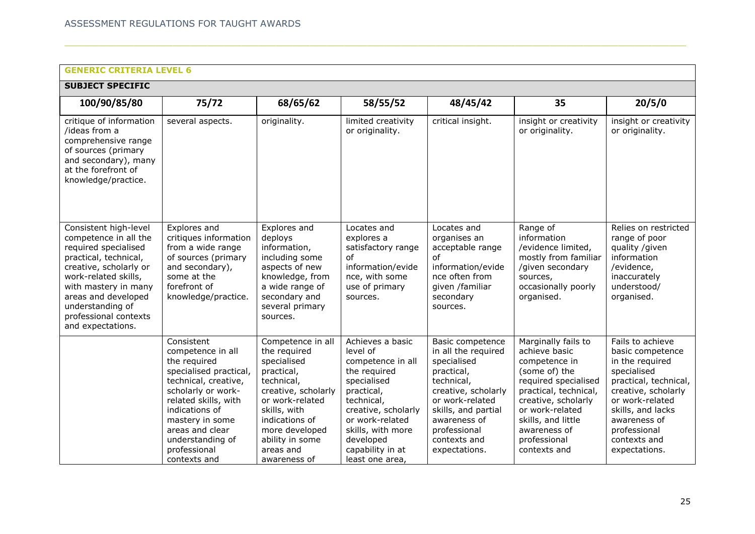| GENERIC CRITERIA LEVEL 6 | | | | | | |
|---|---|---|---|---|---|---|
| **SUBJECT SPECIFIC** | | | | | | |
| **100/90/85/80** | **75/72** | **68/65/62** | **58/55/52** | **48/45/42** | **35** | **20/5/0** |
| critique of information /ideas from a comprehensive range of sources (primary and secondary), many at the forefront of knowledge/practice. | several aspects. | originality. | limited creativity or originality. | critical insight. | insight or creativity or originality. | insight or creativity or originality. |
| Consistent high-level competence in all the required specialised practical, technical, creative, scholarly or work-related skills, with mastery in many areas and developed understanding of professional contexts and expectations. | Explores and critiques information from a wide range of sources (primary and secondary), some at the forefront of knowledge/practice. | Explores and deploys information, including some aspects of new knowledge, from a wide range of secondary and several primary sources. | Locates and explores a satisfactory range of information/evidence, with some use of primary sources. | Locates and organises an acceptable range of information/evidence often from given /familiar secondary sources. | Range of information /evidence limited, mostly from familiar /given secondary sources, occasionally poorly organised. | Relies on restricted range of poor quality /given information /evidence, inaccurately understood/ organised. |
| | Consistent competence in all the required specialised practical, technical, creative, scholarly or work-related skills, with indications of mastery in some areas and clear understanding of professional contexts and | Competence in all the required specialised practical, technical, creative, scholarly or work-related skills, with indications of more developed ability in some areas and awareness of | Achieves a basic level of competence in all the required specialised practical, technical, creative, scholarly or work-related skills, with more developed capability in at least one area, | Basic competence in all the required specialised practical, technical, creative, scholarly or work-related skills, and partial awareness of professional contexts and expectations. | Marginally fails to achieve basic competence in (some of) the required specialised practical, technical, creative, scholarly or work-related skills, and little awareness of professional contexts and | Fails to achieve basic competence in the required specialised practical, technical, creative, scholarly or work-related skills, and lacks awareness of professional contexts and expectations. |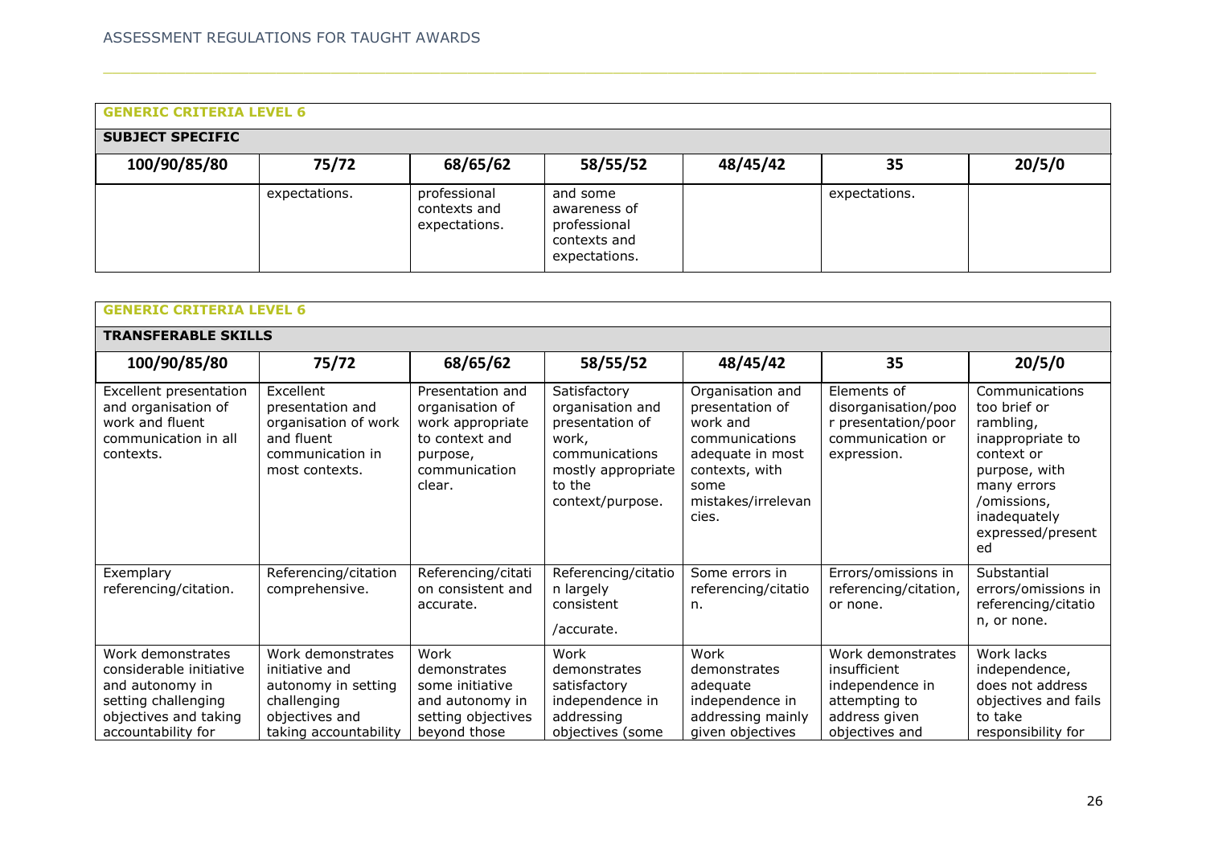| GENERIC CRITERIA LEVEL 6 | | | | | | |
|---|---|---|---|---|---|---|
| **SUBJECT SPECIFIC** | | | | | | |
| **100/90/85/80** | **75/72** | **68/65/62** | **58/55/52** | **48/45/42** | **35** | **20/5/0** |
| | expectations. | professional contexts and expectations. | and some awareness of professional contexts and expectations. | | expectations. | |

| GENERIC CRITERIA LEVEL 6 | | | | | | |
|---|---|---|---|---|---|---|
| **TRANSFERABLE SKILLS** | | | | | | |
| **100/90/85/80** | **75/72** | **68/65/62** | **58/55/52** | **48/45/42** | **35** | **20/5/0** |
| Excellent presentation and organisation of work and fluent communication in all contexts. | Excellent presentation and organisation of work and fluent communication in most contexts. | Presentation and organisation of work appropriate to context and purpose, communication clear. | Satisfactory organisation and presentation of work, communications mostly appropriate to the context/purpose. | Organisation and presentation of work and communications adequate in most contexts, with some mistakes/irrelevancies. | Elements of disorganisation/poor presentation/poor communication or expression. | Communications too brief or rambling, inappropriate to context or purpose, with many errors /omissions, inadequately expressed/presented |
| Exemplary referencing/citation. | Referencing/citation comprehensive. | Referencing/citation consistent and accurate. | Referencing/citation largely consistent /accurate. | Some errors in referencing/citation. | Errors/omissions in referencing/citation, or none. | Substantial errors/omissions in referencing/citation, or none. |
| Work demonstrates considerable initiative and autonomy in setting challenging objectives and taking accountability for | Work demonstrates initiative and autonomy in setting challenging objectives and taking accountability | Work demonstrates some initiative and autonomy in setting objectives beyond those | Work demonstrates satisfactory independence in addressing objectives (some | Work demonstrates adequate independence in addressing mainly given objectives | Work demonstrates insufficient independence in attempting to address given objectives and | Work lacks independence, does not address objectives and fails to take responsibility for |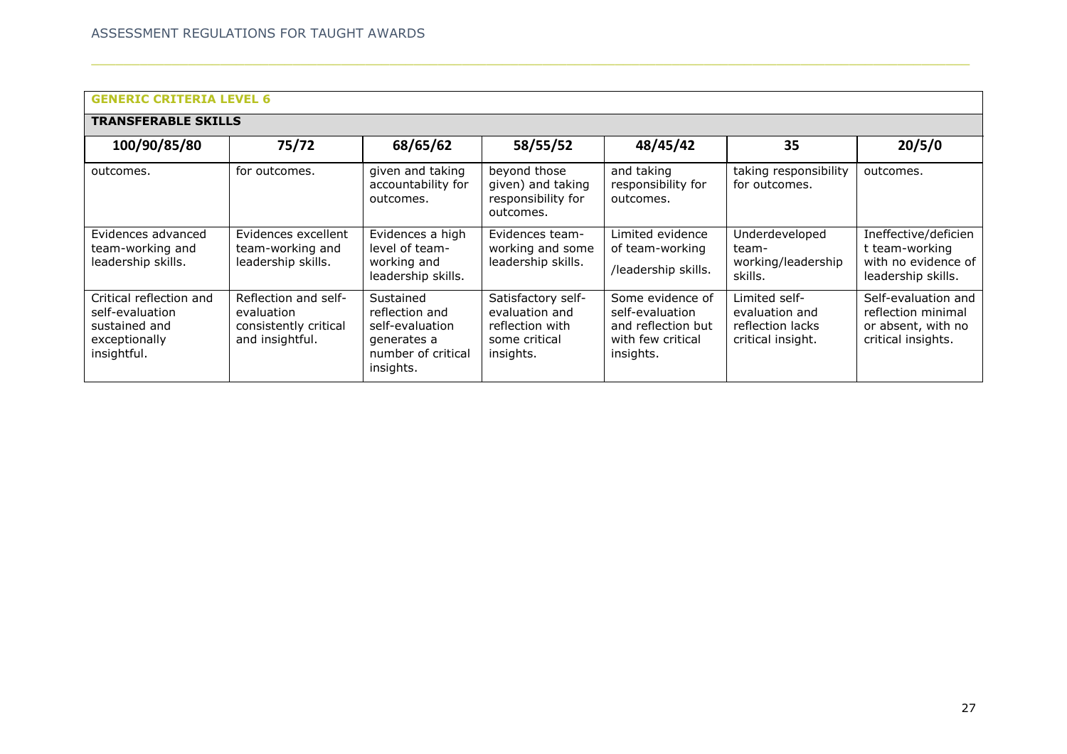**GENERIC CRITERIA LEVEL 6**

**TRANSFERABLE SKILLS**

| 100/90/85/80 | 75/72 | 68/65/62 | 58/55/52 | 48/45/42 | 35 | 20/5/0 |
|---|---|---|---|---|---|---|
| outcomes. | for outcomes. | given and taking accountability for outcomes. | beyond those given) and taking responsibility for outcomes. | and taking responsibility for outcomes. | taking responsibility for outcomes. | outcomes. |
| Evidences advanced team-working and leadership skills. | Evidences excellent team-working and leadership skills. | Evidences a high level of team-working and leadership skills. | Evidences team-working and some leadership skills. | Limited evidence of team-working /leadership skills. | Underdeveloped team-working/leadership skills. | Ineffective/deficient team-working with no evidence of leadership skills. |
| Critical reflection and self-evaluation sustained and exceptionally insightful. | Reflection and self-evaluation consistently critical and insightful. | Sustained reflection and self-evaluation generates a number of critical insights. | Satisfactory self-evaluation and reflection with some critical insights. | Some evidence of self-evaluation and reflection but with few critical insights. | Limited self-evaluation and reflection lacks critical insight. | Self-evaluation and reflection minimal or absent, with no critical insights. |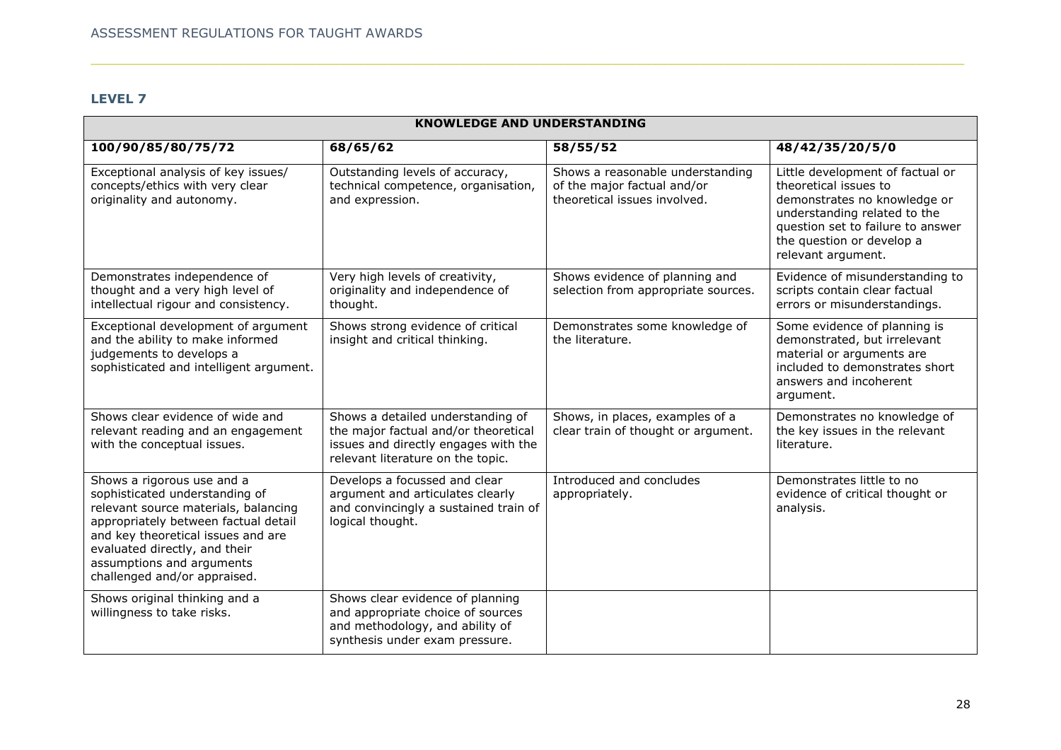## LEVEL 7

| KNOWLEDGE AND UNDERSTANDING | | | |
|---|---|---|---|
| **100/90/85/80/75/72** | **68/65/62** | **58/55/52** | **48/42/35/20/5/0** |
| Exceptional analysis of key issues/ concepts/ethics with very clear originality and autonomy. | Outstanding levels of accuracy, technical competence, organisation, and expression. | Shows a reasonable understanding of the major factual and/or theoretical issues involved. | Little development of factual or theoretical issues to demonstrates no knowledge or understanding related to the question set to failure to answer the question or develop a relevant argument. |
| Demonstrates independence of thought and a very high level of intellectual rigour and consistency. | Very high levels of creativity, originality and independence of thought. | Shows evidence of planning and selection from appropriate sources. | Evidence of misunderstanding to scripts contain clear factual errors or misunderstandings. |
| Exceptional development of argument and the ability to make informed judgements to develops a sophisticated and intelligent argument. | Shows strong evidence of critical insight and critical thinking. | Demonstrates some knowledge of the literature. | Some evidence of planning is demonstrated, but irrelevant material or arguments are included to demonstrates short answers and incoherent argument. |
| Shows clear evidence of wide and relevant reading and an engagement with the conceptual issues. | Shows a detailed understanding of the major factual and/or theoretical issues and directly engages with the relevant literature on the topic. | Shows, in places, examples of a clear train of thought or argument. | Demonstrates no knowledge of the key issues in the relevant literature. |
| Shows a rigorous use and a sophisticated understanding of relevant source materials, balancing appropriately between factual detail and key theoretical issues and are evaluated directly, and their assumptions and arguments challenged and/or appraised. | Develops a focussed and clear argument and articulates clearly and convincingly a sustained train of logical thought. | Introduced and concludes appropriately. | Demonstrates little to no evidence of critical thought or analysis. |
| Shows original thinking and a willingness to take risks. | Shows clear evidence of planning and appropriate choice of sources and methodology, and ability of synthesis under exam pressure. | | |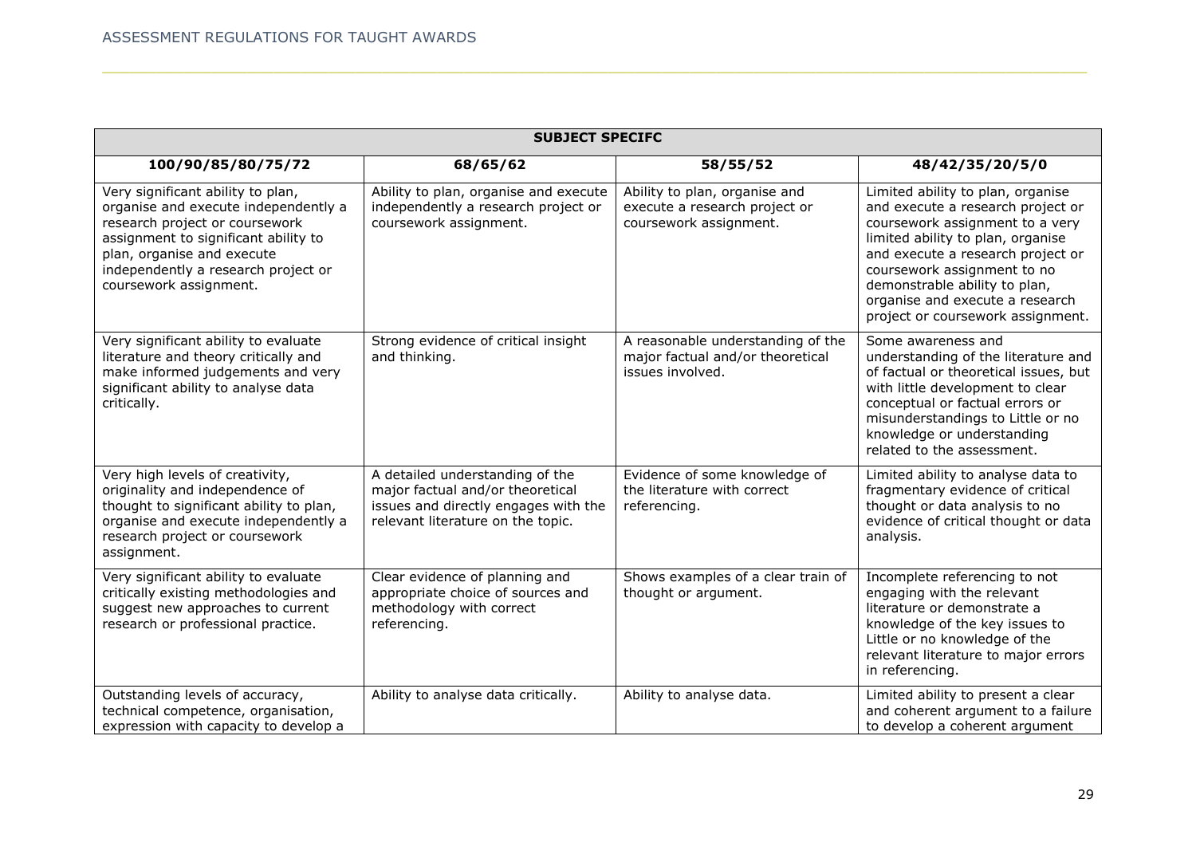| SUBJECT SPECIFC | | | |
|---|---|---|---|
| **100/90/85/80/75/72** | **68/65/62** | **58/55/52** | **48/42/35/20/5/0** |
| Very significant ability to plan, organise and execute independently a research project or coursework assignment to significant ability to plan, organise and execute independently a research project or coursework assignment. | Ability to plan, organise and execute independently a research project or coursework assignment. | Ability to plan, organise and execute a research project or coursework assignment. | Limited ability to plan, organise and execute a research project or coursework assignment to a very limited ability to plan, organise and execute a research project or coursework assignment to no demonstrable ability to plan, organise and execute a research project or coursework assignment. |
| Very significant ability to evaluate literature and theory critically and make informed judgements and very significant ability to analyse data critically. | Strong evidence of critical insight and thinking. | A reasonable understanding of the major factual and/or theoretical issues involved. | Some awareness and understanding of the literature and of factual or theoretical issues, but with little development to clear conceptual or factual errors or misunderstandings to Little or no knowledge or understanding related to the assessment. |
| Very high levels of creativity, originality and independence of thought to significant ability to plan, organise and execute independently a research project or coursework assignment. | A detailed understanding of the major factual and/or theoretical issues and directly engages with the relevant literature on the topic. | Evidence of some knowledge of the literature with correct referencing. | Limited ability to analyse data to fragmentary evidence of critical thought or data analysis to no evidence of critical thought or data analysis. |
| Very significant ability to evaluate critically existing methodologies and suggest new approaches to current research or professional practice. | Clear evidence of planning and appropriate choice of sources and methodology with correct referencing. | Shows examples of a clear train of thought or argument. | Incomplete referencing to not engaging with the relevant literature or demonstrate a knowledge of the key issues to Little or no knowledge of the relevant literature to major errors in referencing. |
| Outstanding levels of accuracy, technical competence, organisation, expression with capacity to develop a | Ability to analyse data critically. | Ability to analyse data. | Limited ability to present a clear and coherent argument to a failure to develop a coherent argument |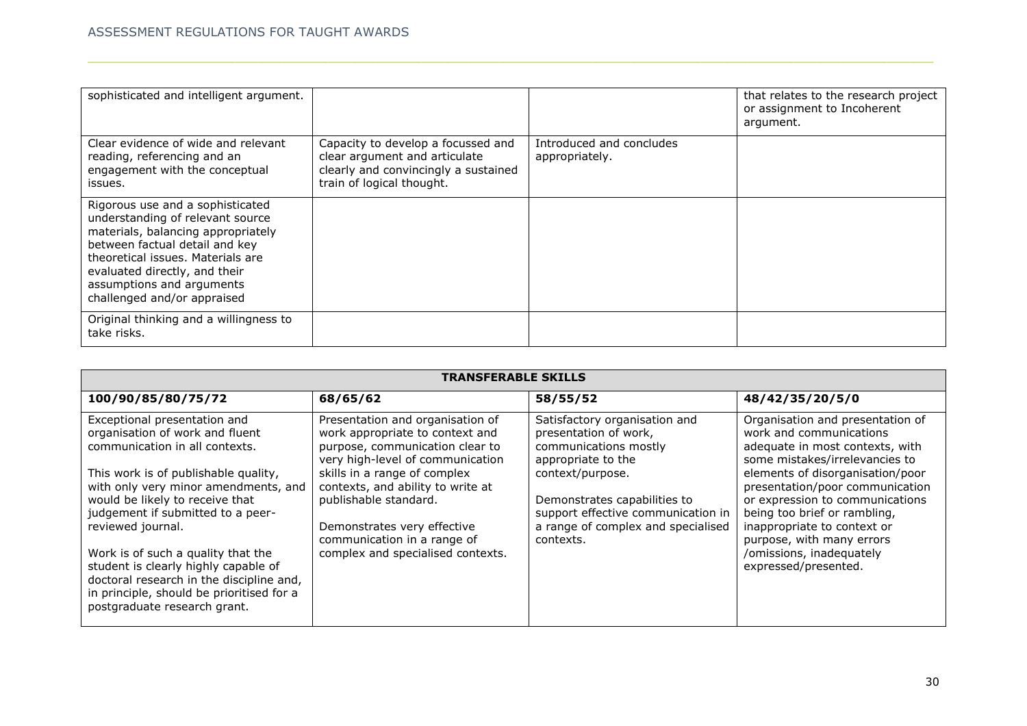| | | | |
|---|---|---|---|
| sophisticated and intelligent argument. | | | that relates to the research project or assignment to Incoherent argument. |
| Clear evidence of wide and relevant reading, referencing and an engagement with the conceptual issues. | Capacity to develop a focussed and clear argument and articulate clearly and convincingly a sustained train of logical thought. | Introduced and concludes appropriately. | |
| Rigorous use and a sophisticated understanding of relevant source materials, balancing appropriately between factual detail and key theoretical issues. Materials are evaluated directly, and their assumptions and arguments challenged and/or appraised | | | |
| Original thinking and a willingness to take risks. | | | |

| **TRANSFERABLE SKILLS** | | | |
|---|---|---|---|
| **100/90/85/80/75/72** | **68/65/62** | **58/55/52** | **48/42/35/20/5/0** |
| Exceptional presentation and organisation of work and fluent communication in all contexts.<br><br>This work is of publishable quality, with only very minor amendments, and would be likely to receive that judgement if submitted to a peer-reviewed journal.<br><br>Work is of such a quality that the student is clearly highly capable of doctoral research in the discipline and, in principle, should be prioritised for a postgraduate research grant. | Presentation and organisation of work appropriate to context and purpose, communication clear to very high-level of communication skills in a range of complex contexts, and ability to write at publishable standard.<br><br>Demonstrates very effective communication in a range of complex and specialised contexts. | Satisfactory organisation and presentation of work, communications mostly appropriate to the context/purpose.<br><br>Demonstrates capabilities to support effective communication in a range of complex and specialised contexts. | Organisation and presentation of work and communications adequate in most contexts, with some mistakes/irrelevancies to elements of disorganisation/poor presentation/poor communication or expression to communications being too brief or rambling, inappropriate to context or purpose, with many errors /omissions, inadequately expressed/presented. |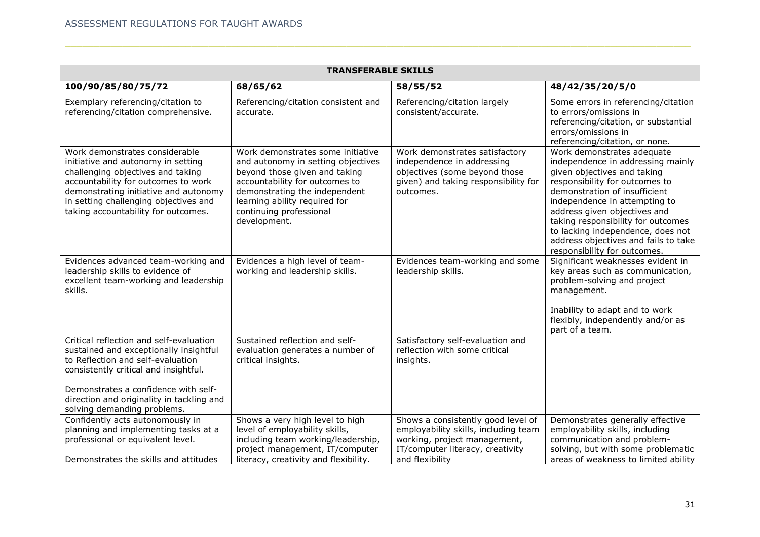| TRANSFERABLE SKILLS | | | |
|---|---|---|---|
| **100/90/85/80/75/72** | **68/65/62** | **58/55/52** | **48/42/35/20/5/0** |
| Exemplary referencing/citation to referencing/citation comprehensive. | Referencing/citation consistent and accurate. | Referencing/citation largely consistent/accurate. | Some errors in referencing/citation to errors/omissions in referencing/citation, or substantial errors/omissions in referencing/citation, or none. |
| Work demonstrates considerable initiative and autonomy in setting challenging objectives and taking accountability for outcomes to work demonstrating initiative and autonomy in setting challenging objectives and taking accountability for outcomes. | Work demonstrates some initiative and autonomy in setting objectives beyond those given and taking accountability for outcomes to demonstrating the independent learning ability required for continuing professional development. | Work demonstrates satisfactory independence in addressing objectives (some beyond those given) and taking responsibility for outcomes. | Work demonstrates adequate independence in addressing mainly given objectives and taking responsibility for outcomes to demonstration of insufficient independence in attempting to address given objectives and taking responsibility for outcomes to lacking independence, does not address objectives and fails to take responsibility for outcomes. |
| Evidences advanced team-working and leadership skills to evidence of excellent team-working and leadership skills. | Evidences a high level of team-working and leadership skills. | Evidences team-working and some leadership skills. | Significant weaknesses evident in key areas such as communication, problem-solving and project management.<br><br>Inability to adapt and to work flexibly, independently and/or as part of a team. |
| Critical reflection and self-evaluation sustained and exceptionally insightful to Reflection and self-evaluation consistently critical and insightful.<br><br>Demonstrates a confidence with self-direction and originality in tackling and solving demanding problems. | Sustained reflection and self-evaluation generates a number of critical insights. | Satisfactory self-evaluation and reflection with some critical insights. | |
| Confidently acts autonomously in planning and implementing tasks at a professional or equivalent level.<br><br>Demonstrates the skills and attitudes | Shows a very high level to high level of employability skills, including team working/leadership, project management, IT/computer literacy, creativity and flexibility. | Shows a consistently good level of employability skills, including team working, project management, IT/computer literacy, creativity and flexibility | Demonstrates generally effective employability skills, including communication and problem-solving, but with some problematic areas of weakness to limited ability |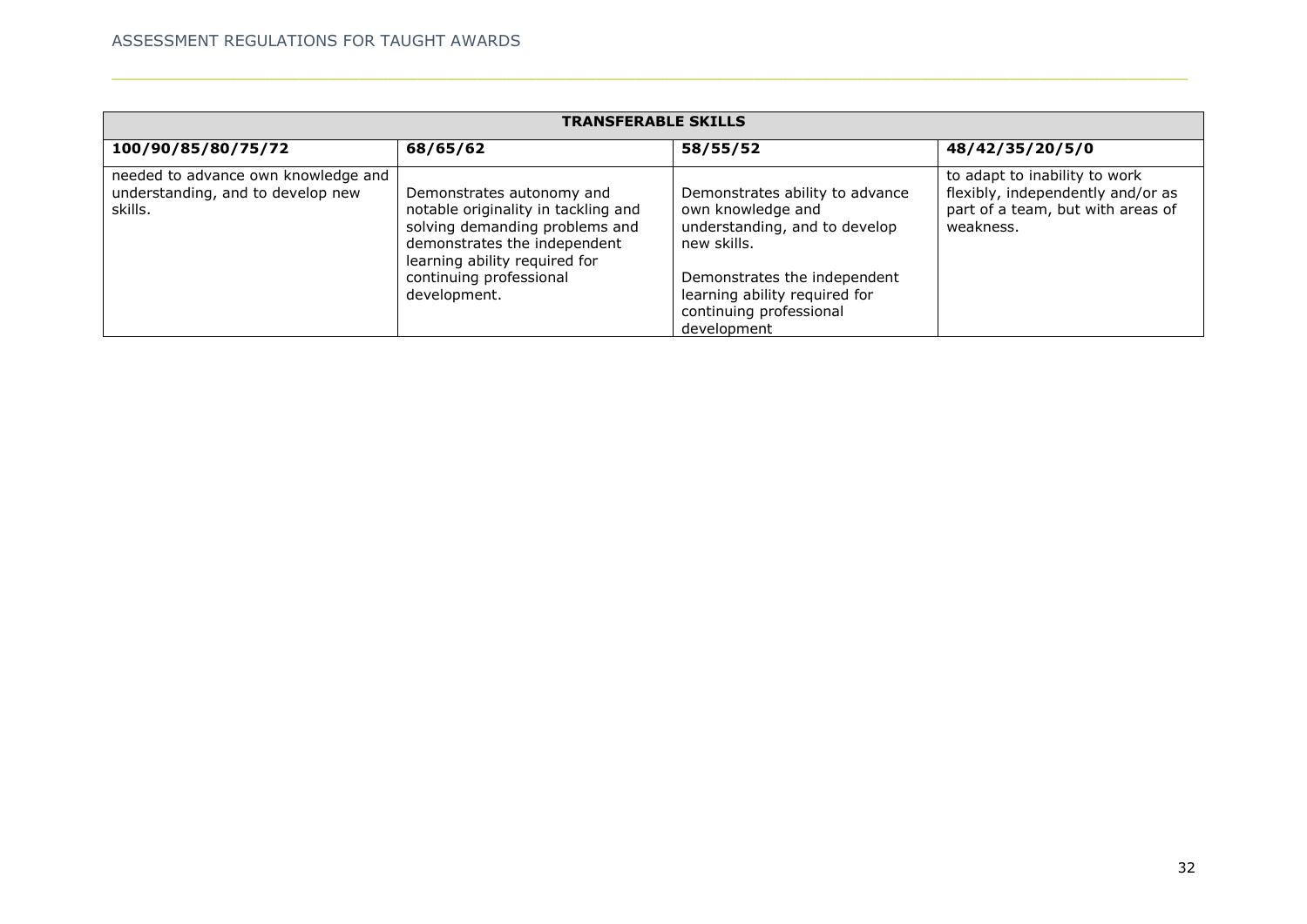| TRANSFERABLE SKILLS | | | |
|---|---|---|---|
| **100/90/85/80/75/72** | **68/65/62** | **58/55/52** | **48/42/35/20/5/0** |
| needed to advance own knowledge and understanding, and to develop new skills. | Demonstrates autonomy and notable originality in tackling and solving demanding problems and demonstrates the independent learning ability required for continuing professional development. | Demonstrates ability to advance own knowledge and understanding, and to develop new skills.<br><br>Demonstrates the independent learning ability required for continuing professional development | to adapt to inability to work flexibly, independently and/or as part of a team, but with areas of weakness. |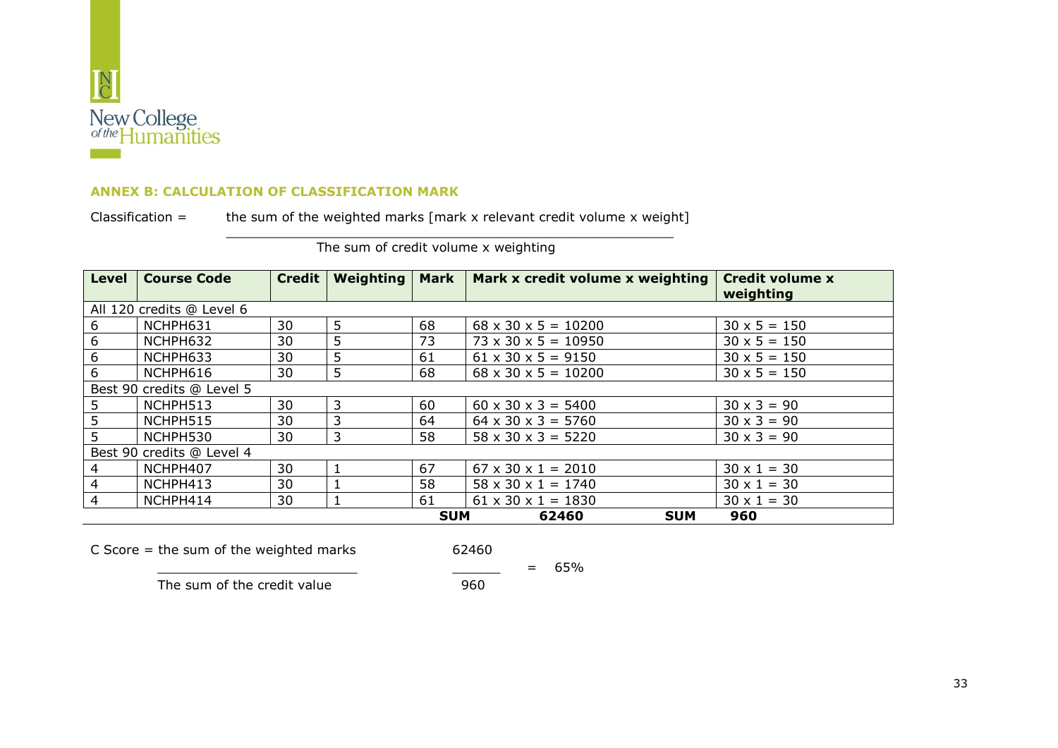## ANNEX B: CALCULATION OF CLASSIFICATION MARK

Classification = $\dfrac{\text{the sum of the weighted marks [mark x relevant credit volume x weight]}}{\text{The sum of credit volume x weighting}}$

| Level | Course Code | Credit | Weighting | Mark | Mark x credit volume x weighting | Credit volume x weighting |
|---|---|---|---|---|---|---|
| All 120 credits @ Level 6 | | | | | | |
| 6 | NCHPH631 | 30 | 5 | 68 | 68 x 30 x 5 = 10200 | 30 x 5 = 150 |
| 6 | NCHPH632 | 30 | 5 | 73 | 73 x 30 x 5 = 10950 | 30 x 5 = 150 |
| 6 | NCHPH633 | 30 | 5 | 61 | 61 x 30 x 5 = 9150 | 30 x 5 = 150 |
| 6 | NCHPH616 | 30 | 5 | 68 | 68 x 30 x 5 = 10200 | 30 x 5 = 150 |
| Best 90 credits @ Level 5 | | | | | | |
| 5 | NCHPH513 | 30 | 3 | 60 | 60 x 30 x 3 = 5400 | 30 x 3 = 90 |
| 5 | NCHPH515 | 30 | 3 | 64 | 64 x 30 x 3 = 5760 | 30 x 3 = 90 |
| 5 | NCHPH530 | 30 | 3 | 58 | 58 x 30 x 3 = 5220 | 30 x 3 = 90 |
| Best 90 credits @ Level 4 | | | | | | |
| 4 | NCHPH407 | 30 | 1 | 67 | 67 x 30 x 1 = 2010 | 30 x 1 = 30 |
| 4 | NCHPH413 | 30 | 1 | 58 | 58 x 30 x 1 = 1740 | 30 x 1 = 30 |
| 4 | NCHPH414 | 30 | 1 | 61 | 61 x 30 x 1 = 1830 | 30 x 1 = 30 |
| | | | | **SUM** | **62460** **SUM** | **960** |

C Score = $\dfrac{\text{the sum of the weighted marks}}{\text{The sum of the credit value}}$ $\dfrac{62460}{960} = 65\%$